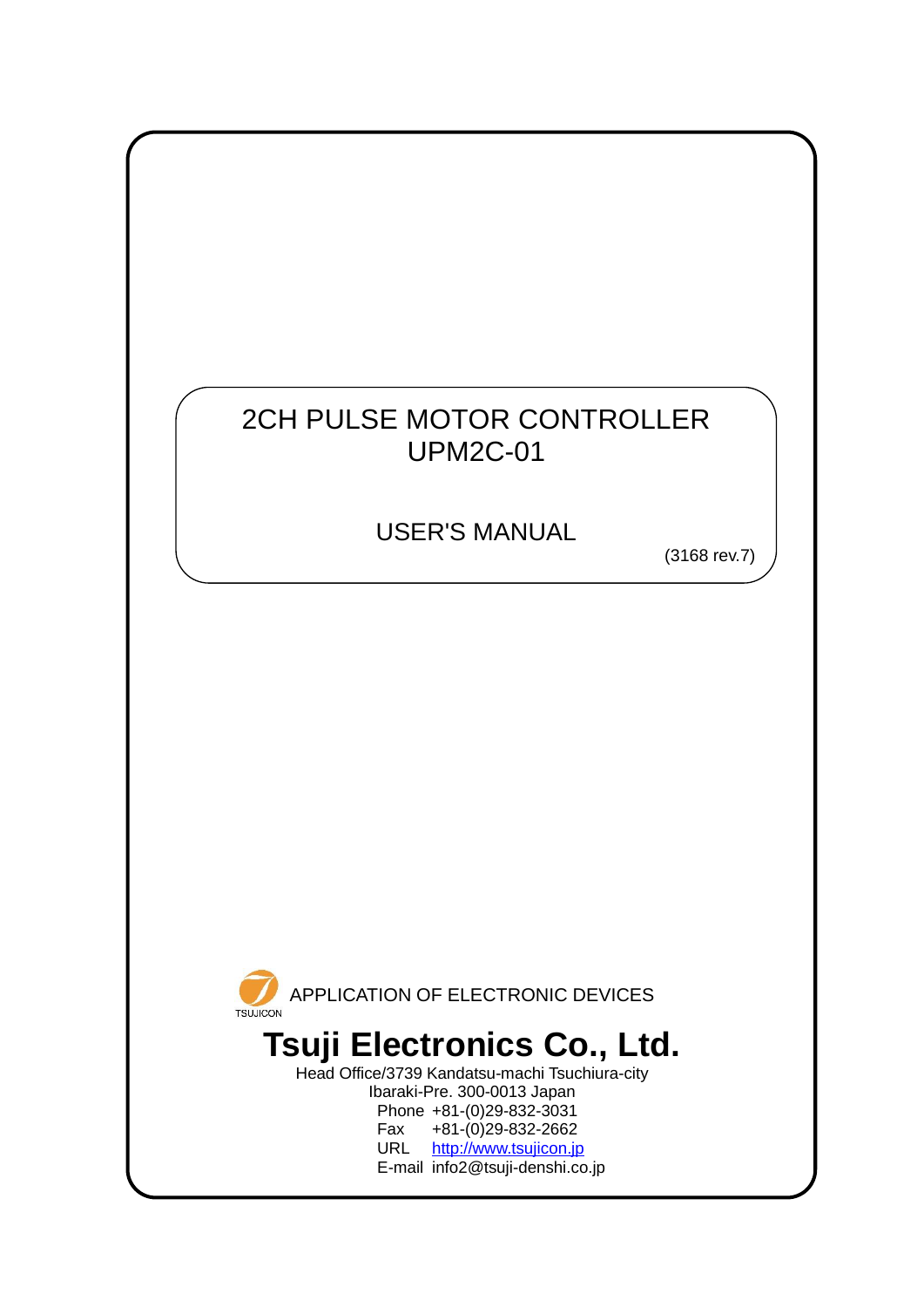# 2CH PULSE MOTOR CONTROLLER
# UPM2C-01

## USER'S MANUAL

(3168 rev.7)

TSUJICON

APPLICATION OF ELECTRONIC DEVICES

**Tsuji Electronics Co., Ltd.**

Head Office/3739 Kandatsu-machi Tsuchiura-city
Ibaraki-Pre. 300-0013 Japan
Phone +81-(0)29-832-3031
Fax +81-(0)29-832-2662
URL http://www.tsujicon.jp
E-mail info2@tsuji-denshi.co.jp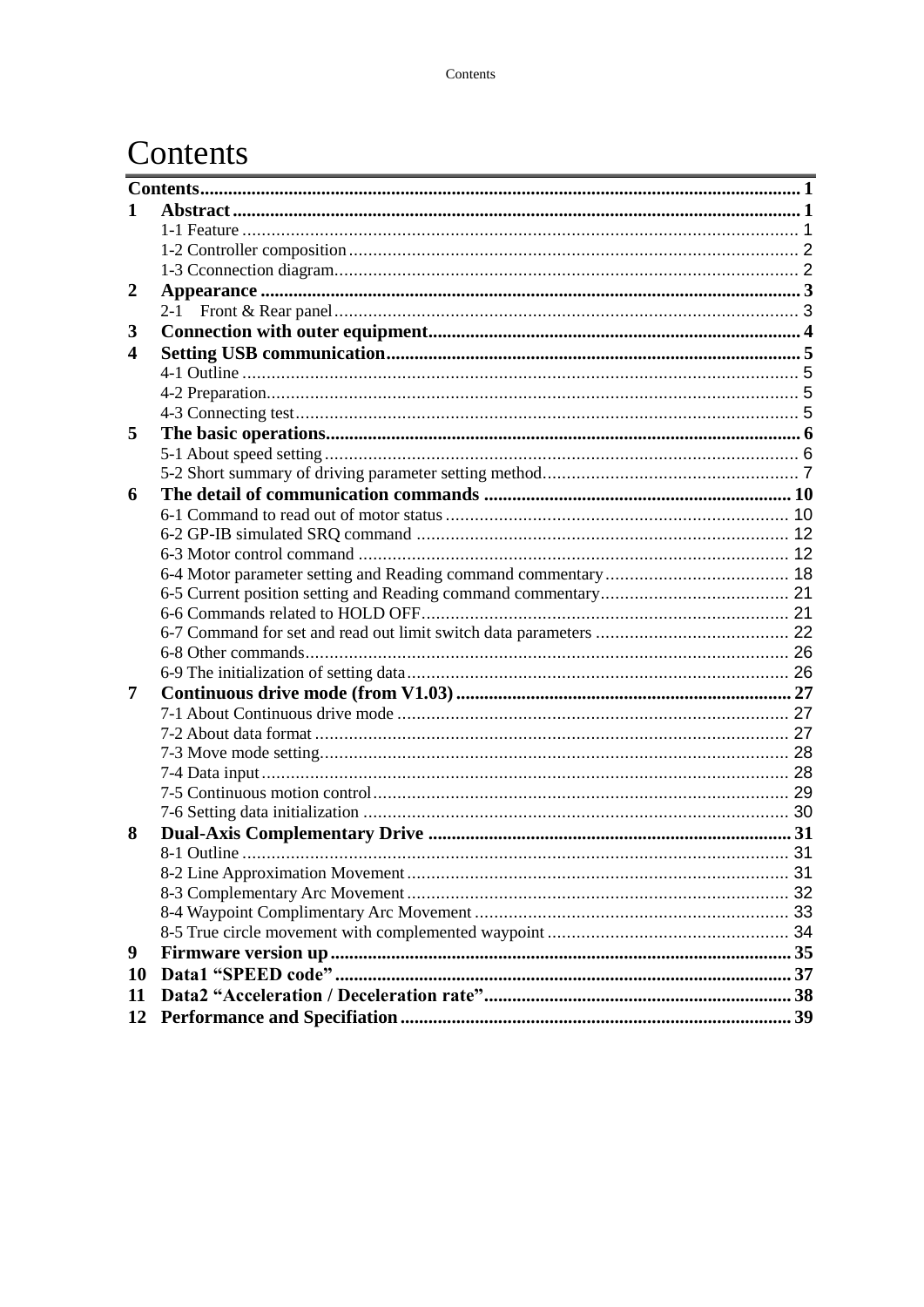# Contents

Contents ..... 1

1 Abstract ..... 1
- 1-1 Feature ..... 1
- 1-2 Controller composition ..... 2
- 1-3 Cconnection diagram ..... 2

2 Appearance ..... 3
- 2-1 Front & Rear panel ..... 3

3 Connection with outer equipment ..... 4

4 Setting USB communication ..... 5
- 4-1 Outline ..... 5
- 4-2 Preparation ..... 5
- 4-3 Connecting test ..... 5

5 The basic operations ..... 6
- 5-1 About speed setting ..... 6
- 5-2 Short summary of driving parameter setting method ..... 7

6 The detail of communication commands ..... 10
- 6-1 Command to read out of motor status ..... 10
- 6-2 GP-IB simulated SRQ command ..... 12
- 6-3 Motor control command ..... 12
- 6-4 Motor parameter setting and Reading command commentary ..... 18
- 6-5 Current position setting and Reading command commentary ..... 21
- 6-6 Commands related to HOLD OFF ..... 21
- 6-7 Command for set and read out limit switch data parameters ..... 22
- 6-8 Other commands ..... 26
- 6-9 The initialization of setting data ..... 26

7 Continuous drive mode (from V1.03) ..... 27
- 7-1 About Continuous drive mode ..... 27
- 7-2 About data format ..... 27
- 7-3 Move mode setting ..... 28
- 7-4 Data input ..... 28
- 7-5 Continuous motion control ..... 29
- 7-6 Setting data initialization ..... 30

8 Dual-Axis Complementary Drive ..... 31
- 8-1 Outline ..... 31
- 8-2 Line Approximation Movement ..... 31
- 8-3 Complementary Arc Movement ..... 32
- 8-4 Waypoint Complimentary Arc Movement ..... 33
- 8-5 True circle movement with complemented waypoint ..... 34

9 Firmware version up ..... 35

10 Data1 "SPEED code" ..... 37

11 Data2 "Acceleration / Deceleration rate" ..... 38

12 Performance and Specifiation ..... 39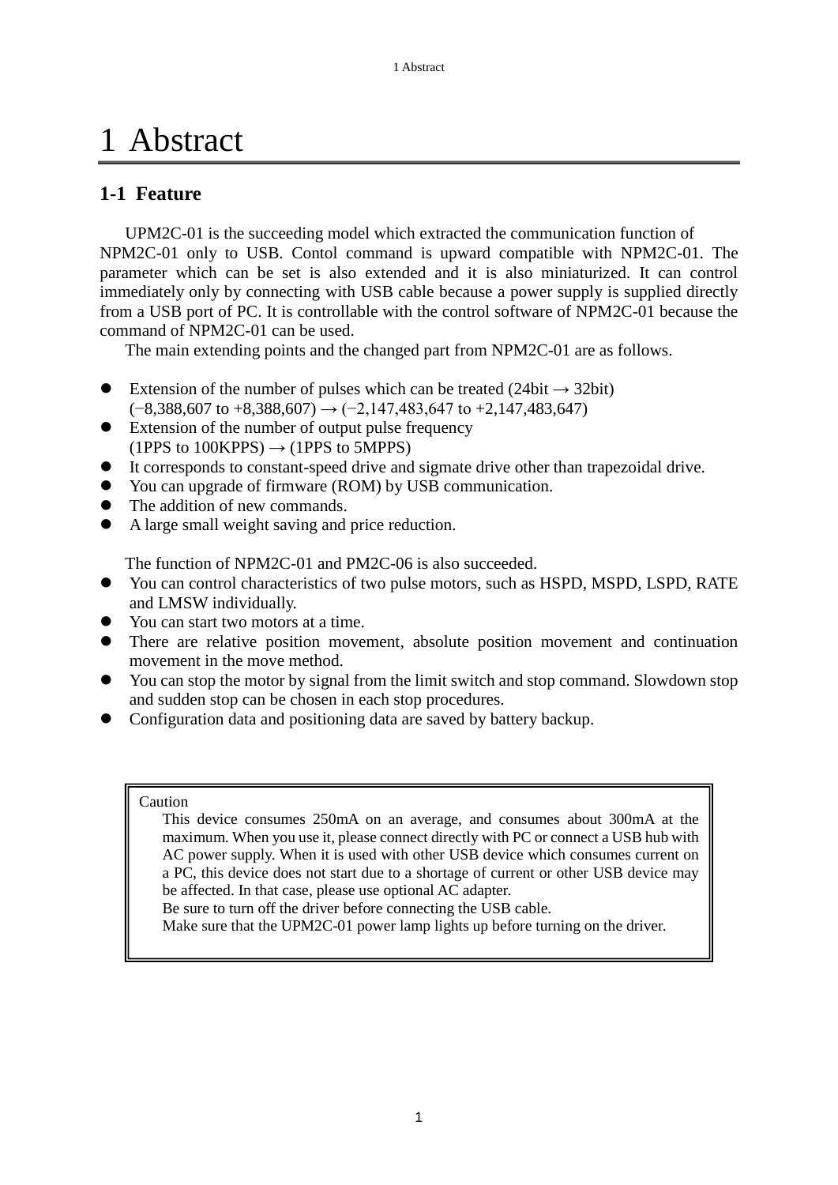# 1 Abstract

## 1-1 Feature

UPM2C-01 is the succeeding model which extracted the communication function of NPM2C-01 only to USB. Contol command is upward compatible with NPM2C-01. The parameter which can be set is also extended and it is also miniaturized. It can control immediately only by connecting with USB cable because a power supply is supplied directly from a USB port of PC. It is controllable with the control software of NPM2C-01 because the command of NPM2C-01 can be used.

The main extending points and the changed part from NPM2C-01 are as follows.

- Extension of the number of pulses which can be treated (24bit → 32bit)
  (−8,388,607 to +8,388,607) → (−2,147,483,647 to +2,147,483,647)
- Extension of the number of output pulse frequency
  (1PPS to 100KPPS) → (1PPS to 5MPPS)
- It corresponds to constant-speed drive and sigmate drive other than trapezoidal drive.
- You can upgrade of firmware (ROM) by USB communication.
- The addition of new commands.
- A large small weight saving and price reduction.

The function of NPM2C-01 and PM2C-06 is also succeeded.

- You can control characteristics of two pulse motors, such as HSPD, MSPD, LSPD, RATE and LMSW individually.
- You can start two motors at a time.
- There are relative position movement, absolute position movement and continuation movement in the move method.
- You can stop the motor by signal from the limit switch and stop command. Slowdown stop and sudden stop can be chosen in each stop procedures.
- Configuration data and positioning data are saved by battery backup.

> Caution
>
> This device consumes 250mA on an average, and consumes about 300mA at the maximum. When you use it, please connect directly with PC or connect a USB hub with AC power supply. When it is used with other USB device which consumes current on a PC, this device does not start due to a shortage of current or other USB device may be affected. In that case, please use optional AC adapter.
>
> Be sure to turn off the driver before connecting the USB cable.
>
> Make sure that the UPM2C-01 power lamp lights up before turning on the driver.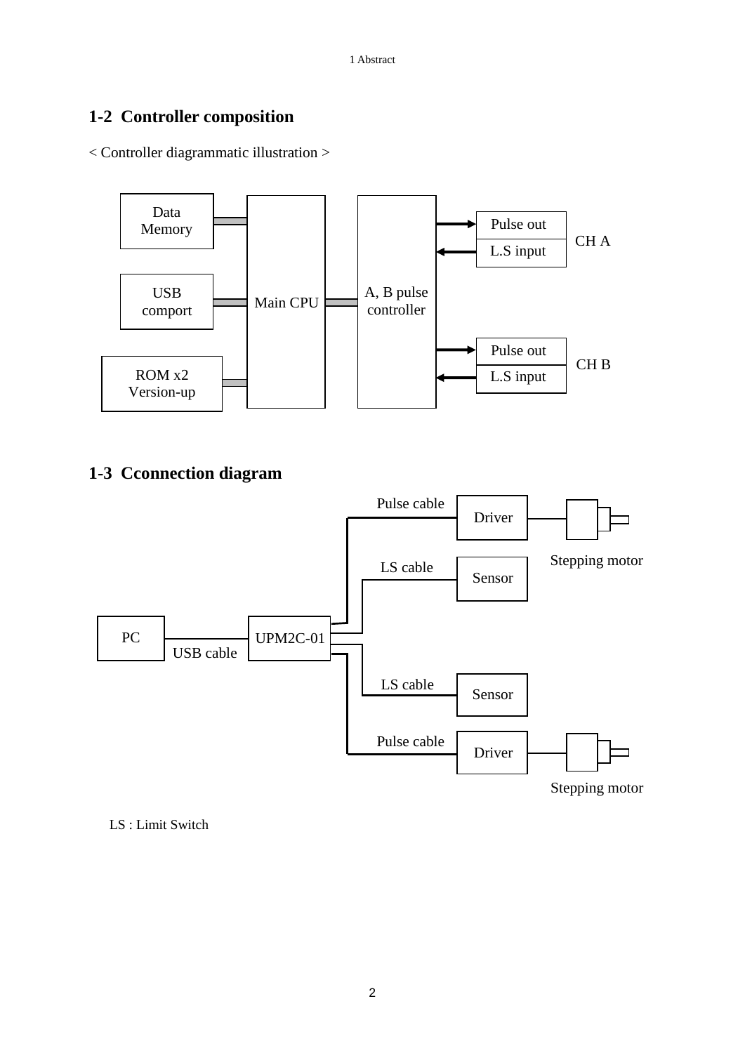## 1-2 Controller composition

< Controller diagrammatic illustration >

Data Memory

USB comport

ROM x2 Version-up

Main CPU

A, B pulse controller

Pulse out

L.S input

CH A

Pulse out

L.S input

CH B

## 1-3 Cconnection diagram

PC

USB cable

UPM2C-01

Pulse cable

Driver

Stepping motor

LS cable

Sensor

LS cable

Sensor

Pulse cable

Driver

Stepping motor

LS : Limit Switch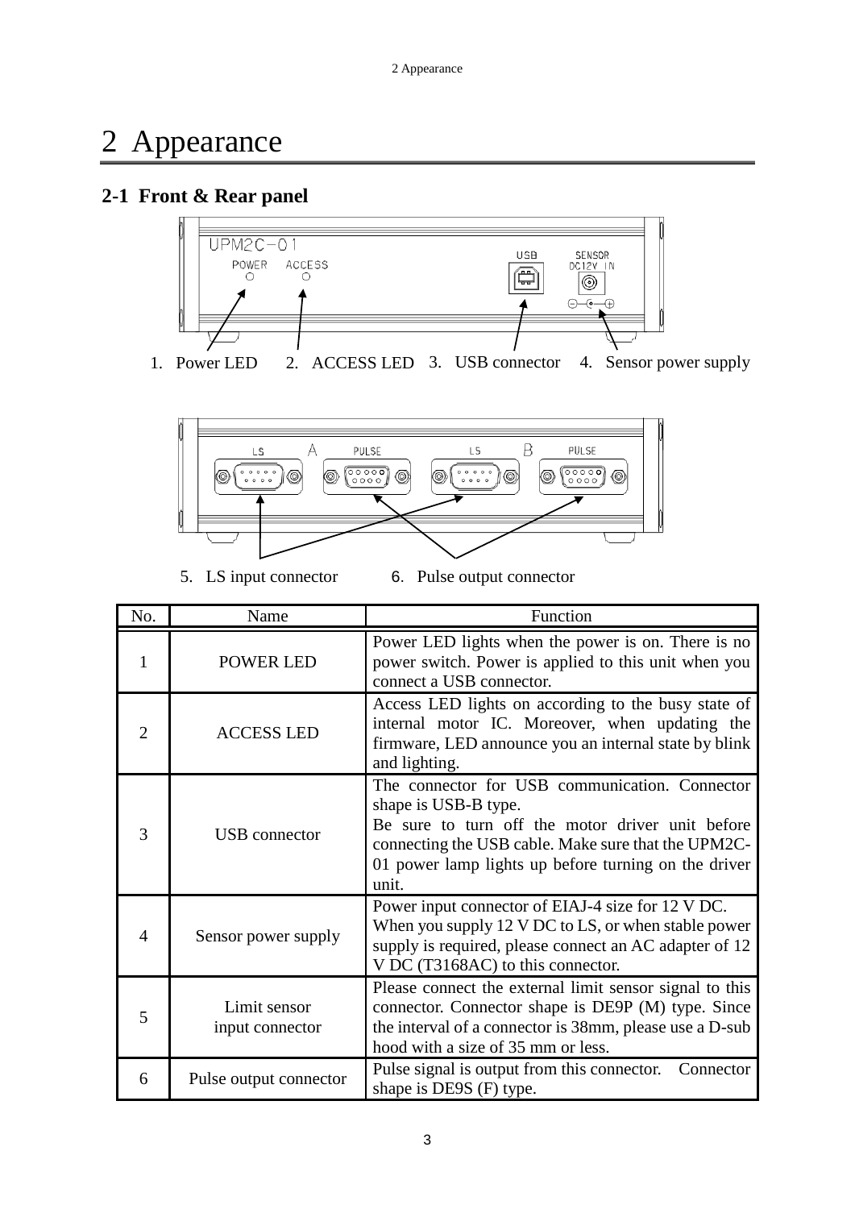// 2 Appearance

## 2-1 Front & Rear panel

1. Power LED 2. ACCESS LED 3. USB connector 4. Sensor power supply

5. LS input connector 6. Pulse output connector

| No. | Name | Function |
|---|---|---|
| 1 | POWER LED | Power LED lights when the power is on. There is no power switch. Power is applied to this unit when you connect a USB connector. |
| 2 | ACCESS LED | Access LED lights on according to the busy state of internal motor IC. Moreover, when updating the firmware, LED announce you an internal state by blink and lighting. |
| 3 | USB connector | The connector for USB communication. Connector shape is USB-B type.<br>Be sure to turn off the motor driver unit before connecting the USB cable. Make sure that the UPM2C-01 power lamp lights up before turning on the driver unit. |
| 4 | Sensor power supply | Power input connector of EIAJ-4 size for 12 V DC.<br>When you supply 12 V DC to LS, or when stable power supply is required, please connect an AC adapter of 12 V DC (T3168AC) to this connector. |
| 5 | Limit sensor input connector | Please connect the external limit sensor signal to this connector. Connector shape is DE9P (M) type. Since the interval of a connector is 38mm, please use a D-sub hood with a size of 35 mm or less. |
| 6 | Pulse output connector | Pulse signal is output from this connector. Connector shape is DE9S (F) type. |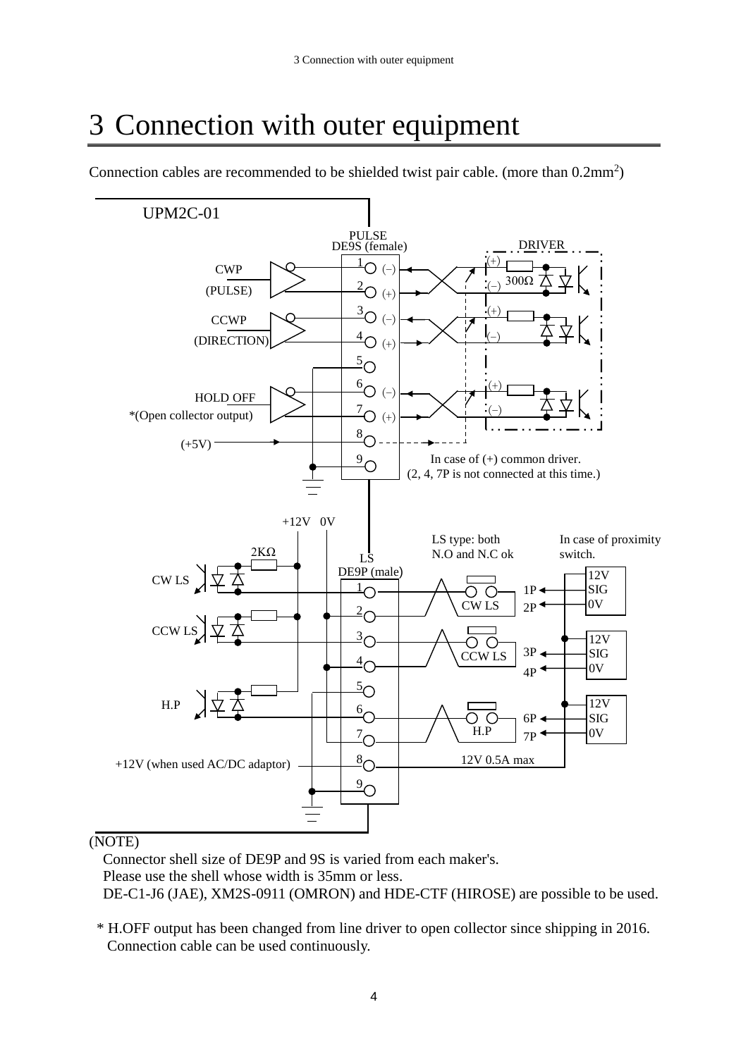# 3 Connection with outer equipment

Connection cables are recommended to be shielded twist pair cable. (more than $0.2mm^2$)

UPM2C-01

PULSE
DE9S (female)

DRIVER

| Pin | Signal |
|---|---|
| 1 | CWP (PULSE) (−) |
| 2 | CWP (PULSE) (+) |
| 3 | CCWP (DIRECTION) (−) |
| 4 | CCWP (DIRECTION) (+) |
| 5 | |
| 6 | HOLD OFF *(Open collector output) (−) |
| 7 | HOLD OFF *(Open collector output) (+) |
| 8 | (+5V) |
| 9 | GND |

300Ω

In case of (+) common driver.
(2, 4, 7P is not connected at this time.)

+12V 0V

2KΩ

LS
DE9P (male)

| Pin | Signal |
|---|---|
| 1 | CW LS |
| 2 | 0V |
| 3 | CCW LS |
| 4 | 0V |
| 5 | |
| 6 | H.P |
| 7 | 0V |
| 8 | +12V (when used AC/DC adaptor) |
| 9 | GND |

LS type: both N.O and N.C ok

In case of proximity switch.

CW LS: 1P, 2P — 12V / SIG / 0V

CCW LS: 3P, 4P — 12V / SIG / 0V

H.P: 6P, 7P — 12V / SIG / 0V

12V 0.5A max

(NOTE)

Connector shell size of DE9P and 9S is varied from each maker's.
Please use the shell whose width is 35mm or less.
DE-C1-J6 (JAE), XM2S-0911 (OMRON) and HDE-CTF (HIROSE) are possible to be used.

\* H.OFF output has been changed from line driver to open collector since shipping in 2016.
Connection cable can be used continuously.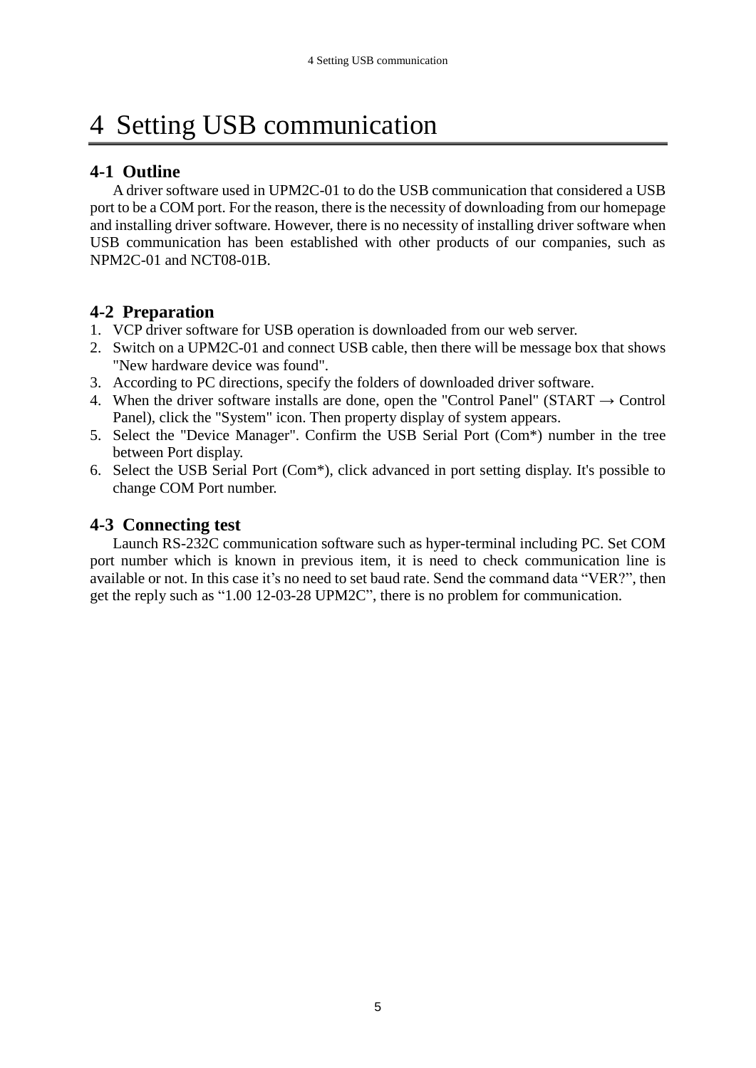# 4 Setting USB communication

## 4-1 Outline

A driver software used in UPM2C-01 to do the USB communication that considered a USB port to be a COM port. For the reason, there is the necessity of downloading from our homepage and installing driver software. However, there is no necessity of installing driver software when USB communication has been established with other products of our companies, such as NPM2C-01 and NCT08-01B.

## 4-2 Preparation

1. VCP driver software for USB operation is downloaded from our web server.
2. Switch on a UPM2C-01 and connect USB cable, then there will be message box that shows "New hardware device was found".
3. According to PC directions, specify the folders of downloaded driver software.
4. When the driver software installs are done, open the "Control Panel" (START → Control Panel), click the "System" icon. Then property display of system appears.
5. Select the "Device Manager". Confirm the USB Serial Port (Com*) number in the tree between Port display.
6. Select the USB Serial Port (Com*), click advanced in port setting display. It's possible to change COM Port number.

## 4-3 Connecting test

Launch RS-232C communication software such as hyper-terminal including PC. Set COM port number which is known in previous item, it is need to check communication line is available or not. In this case it's no need to set baud rate. Send the command data "VER?", then get the reply such as "1.00 12-03-28 UPM2C", there is no problem for communication.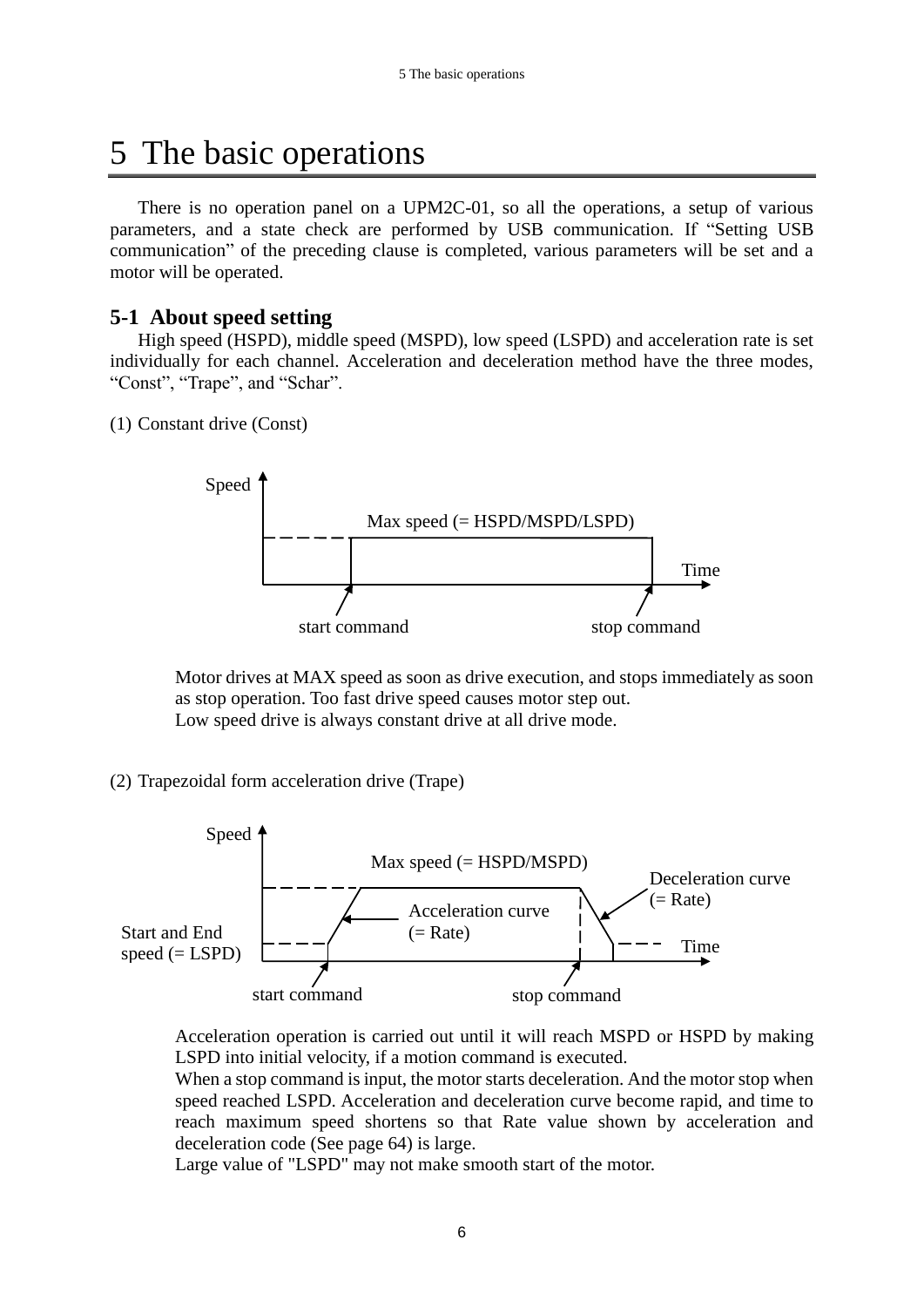# 5 The basic operations

There is no operation panel on a UPM2C-01, so all the operations, a setup of various parameters, and a state check are performed by USB communication. If “Setting USB communication” of the preceding clause is completed, various parameters will be set and a motor will be operated.

## 5-1 About speed setting

High speed (HSPD), middle speed (MSPD), low speed (LSPD) and acceleration rate is set individually for each channel. Acceleration and deceleration method have the three modes, “Const”, “Trape”, and “Schar”.

(1) Constant drive (Const)

Speed

Max speed (= HSPD/MSPD/LSPD)

Time

start command

stop command

Motor drives at MAX speed as soon as drive execution, and stops immediately as soon as stop operation. Too fast drive speed causes motor step out.
Low speed drive is always constant drive at all drive mode.

(2) Trapezoidal form acceleration drive (Trape)

Speed

Max speed (= HSPD/MSPD)

Deceleration curve (= Rate)

Acceleration curve (= Rate)

Start and End speed (= LSPD)

Time

start command

stop command

Acceleration operation is carried out until it will reach MSPD or HSPD by making LSPD into initial velocity, if a motion command is executed.
When a stop command is input, the motor starts deceleration. And the motor stop when speed reached LSPD. Acceleration and deceleration curve become rapid, and time to reach maximum speed shortens so that Rate value shown by acceleration and deceleration code (See page 64) is large.
Large value of "LSPD" may not make smooth start of the motor.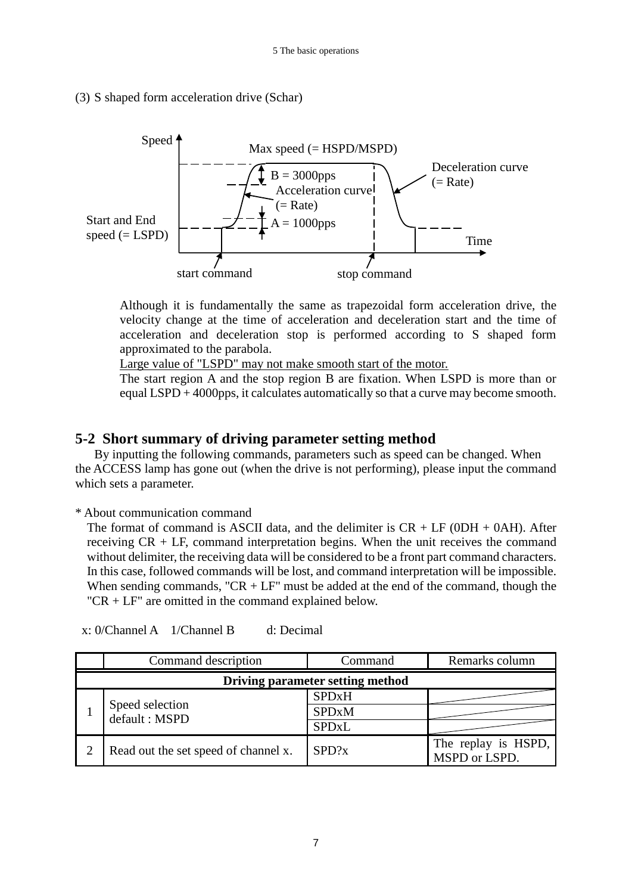(3) S shaped form acceleration drive (Schar)

Although it is fundamentally the same as trapezoidal form acceleration drive, the velocity change at the time of acceleration and deceleration start and the time of acceleration and deceleration stop is performed according to S shaped form approximated to the parabola.

Large value of "LSPD" may not make smooth start of the motor.

The start region A and the stop region B are fixation. When LSPD is more than or equal LSPD + 4000pps, it calculates automatically so that a curve may become smooth.

## 5-2 Short summary of driving parameter setting method

By inputting the following commands, parameters such as speed can be changed. When the ACCESS lamp has gone out (when the drive is not performing), please input the command which sets a parameter.

\* About communication command

The format of command is ASCII data, and the delimiter is CR + LF (0DH + 0AH). After receiving CR + LF, command interpretation begins. When the unit receives the command without delimiter, the receiving data will be considered to be a front part command characters. In this case, followed commands will be lost, and command interpretation will be impossible. When sending commands, "CR + LF" must be added at the end of the command, though the "CR + LF" are omitted in the command explained below.

x: 0/Channel A 1/Channel B d: Decimal

| | Command description | Command | Remarks column |
|---|---|---|---|
| **Driving parameter setting method** | | | |
| 1 | Speed selection default : MSPD | SPDxH | |
| | | SPDxM | |
| | | SPDxL | |
| 2 | Read out the set speed of channel x. | SPD?x | The replay is HSPD, MSPD or LSPD. |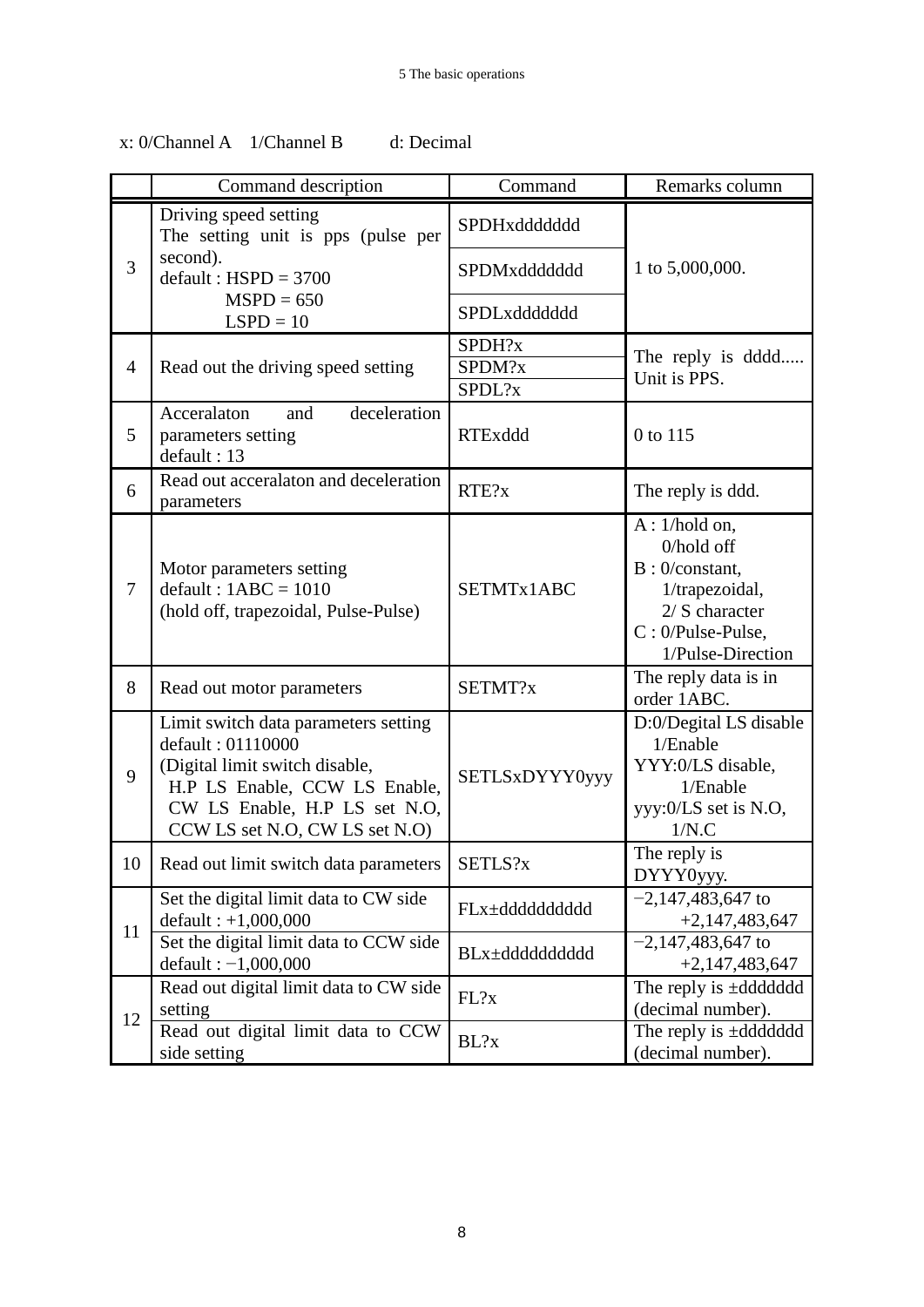x: 0/Channel A　1/Channel B　　d: Decimal

| | Command description | Command | Remarks column |
|---|---|---|---|
| 3 | Driving speed setting<br>The setting unit is pps (pulse per second).<br>default : HSPD = 3700<br>MSPD = 650<br>LSPD = 10 | SPDHxddddddd<br>SPDMxddddddd<br>SPDLxddddddd | 1 to 5,000,000. |
| 4 | Read out the driving speed setting | SPDH?x<br>SPDM?x<br>SPDL?x | The reply is dddd..... Unit is PPS. |
| 5 | Acceralaton and deceleration parameters setting<br>default : 13 | RTExddd | 0 to 115 |
| 6 | Read out acceralaton and deceleration parameters | RTE?x | The reply is ddd. |
| 7 | Motor parameters setting<br>default : 1ABC = 1010<br>(hold off, trapezoidal, Pulse-Pulse) | SETMTx1ABC | A : 1/hold on,<br>0/hold off<br>B : 0/constant,<br>1/trapezoidal,<br>2/ S character<br>C : 0/Pulse-Pulse,<br>1/Pulse-Direction |
| 8 | Read out motor parameters | SETMT?x | The reply data is in order 1ABC. |
| 9 | Limit switch data parameters setting<br>default : 01110000<br>(Digital limit switch disable,<br>H.P LS Enable, CCW LS Enable, CW LS Enable, H.P LS set N.O, CCW LS set N.O, CW LS set N.O) | SETLSxDYYY0yyy | D:0/Degital LS disable<br>1/Enable<br>YYY:0/LS disable,<br>1/Enable<br>yyy:0/LS set is N.O,<br>1/N.C |
| 10 | Read out limit switch data parameters | SETLS?x | The reply is DYYY0yyy. |
| 11 | Set the digital limit data to CW side<br>default : +1,000,000 | FLx±ddddddddd | −2,147,483,647 to +2,147,483,647 |
| | Set the digital limit data to CCW side<br>default : −1,000,000 | BLx±ddddddddd | −2,147,483,647 to +2,147,483,647 |
| 12 | Read out digital limit data to CW side setting | FL?x | The reply is ±ddddddd (decimal number). |
| | Read out digital limit data to CCW side setting | BL?x | The reply is ±ddddddd (decimal number). |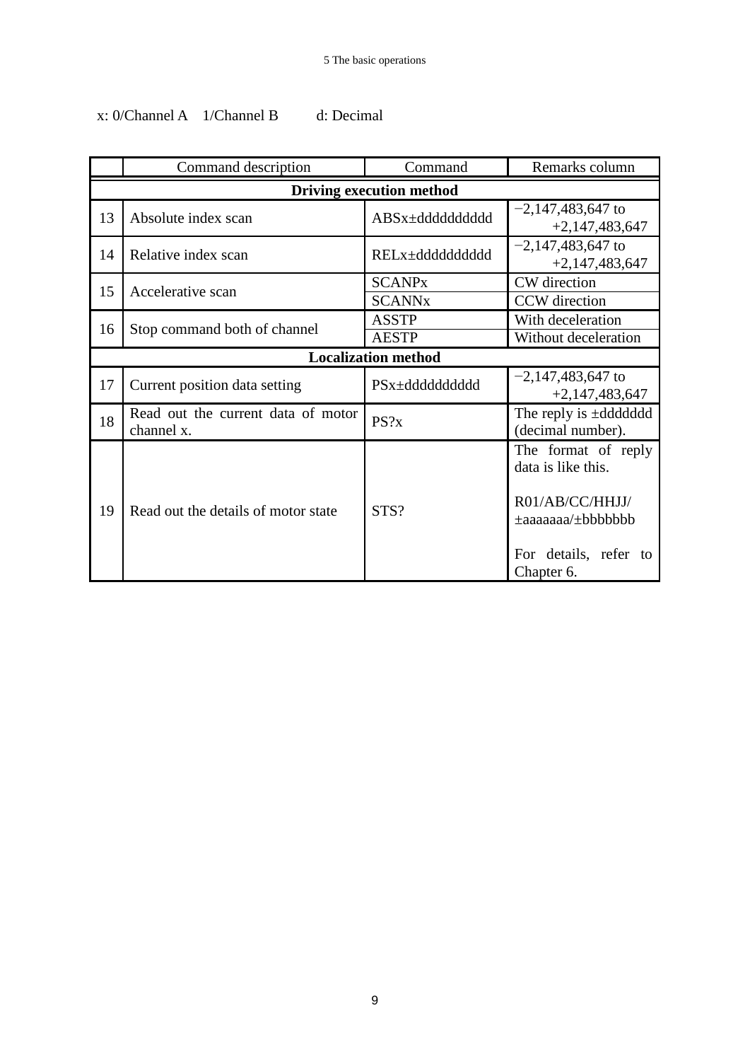x: 0/Channel A　1/Channel B　　d: Decimal

| | Command description | Command | Remarks column |
|---|---|---|---|
| **Driving execution method** | | | |
| 13 | Absolute index scan | ABSx±ddddddddd | −2,147,483,647 to +2,147,483,647 |
| 14 | Relative index scan | RELx±ddddddddd | −2,147,483,647 to +2,147,483,647 |
| 15 | Accelerative scan | SCANPx | CW direction |
| | | SCANNx | CCW direction |
| 16 | Stop command both of channel | ASSTP | With deceleration |
| | | AESTP | Without deceleration |
| **Localization method** | | | |
| 17 | Current position data setting | PSx±ddddddddd | −2,147,483,647 to +2,147,483,647 |
| 18 | Read out the current data of motor channel x. | PS?x | The reply is ±ddddddd (decimal number). |
| 19 | Read out the details of motor state | STS? | The format of reply data is like this. R01/AB/CC/HHJJ/ ±aaaaaaa/±bbbbbbb For details, refer to Chapter 6. |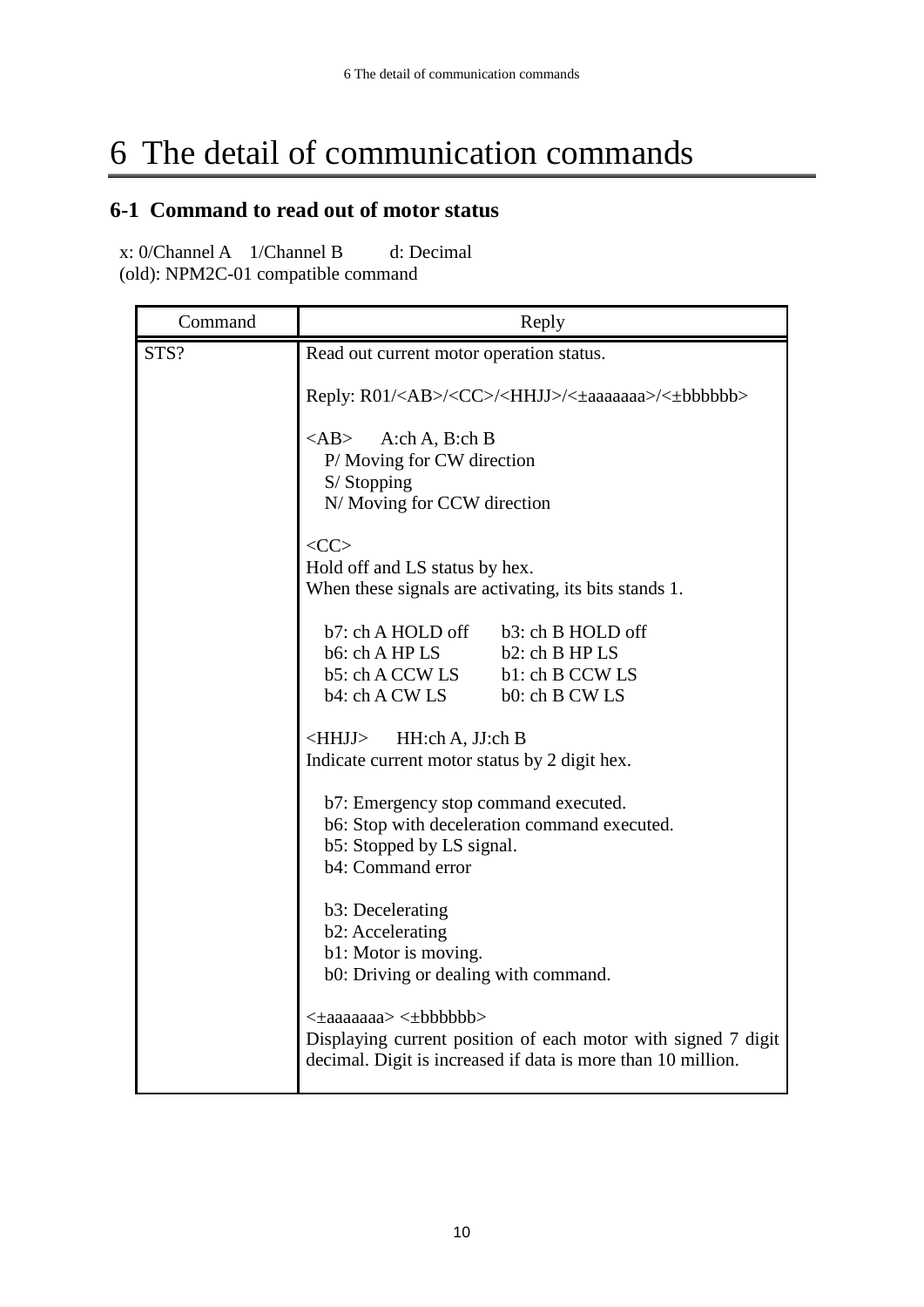# 6 The detail of communication commands

## 6-1 Command to read out of motor status

x: 0/Channel A　1/Channel B　　d: Decimal
(old): NPM2C-01 compatible command

| Command | Reply |
|---|---|
| STS? | Read out current motor operation status.<br><br>Reply: R01/<AB>/<CC>/<HHJJ>/<±aaaaaaa>/<±bbbbbb><br><br><AB>　A:ch A, B:ch B<br>P/ Moving for CW direction<br>S/ Stopping<br>N/ Moving for CCW direction<br><br><CC><br>Hold off and LS status by hex.<br>When these signals are activating, its bits stands 1.<br><br>b7: ch A HOLD off　b3: ch B HOLD off<br>b6: ch A HP LS　b2: ch B HP LS<br>b5: ch A CCW LS　b1: ch B CCW LS<br>b4: ch A CW LS　b0: ch B CW LS<br><br><HHJJ>　HH:ch A, JJ:ch B<br>Indicate current motor status by 2 digit hex.<br><br>b7: Emergency stop command executed.<br>b6: Stop with deceleration command executed.<br>b5: Stopped by LS signal.<br>b4: Command error<br><br>b3: Decelerating<br>b2: Accelerating<br>b1: Motor is moving.<br>b0: Driving or dealing with command.<br><br><±aaaaaaa> <±bbbbbb><br>Displaying current position of each motor with signed 7 digit decimal. Digit is increased if data is more than 10 million. |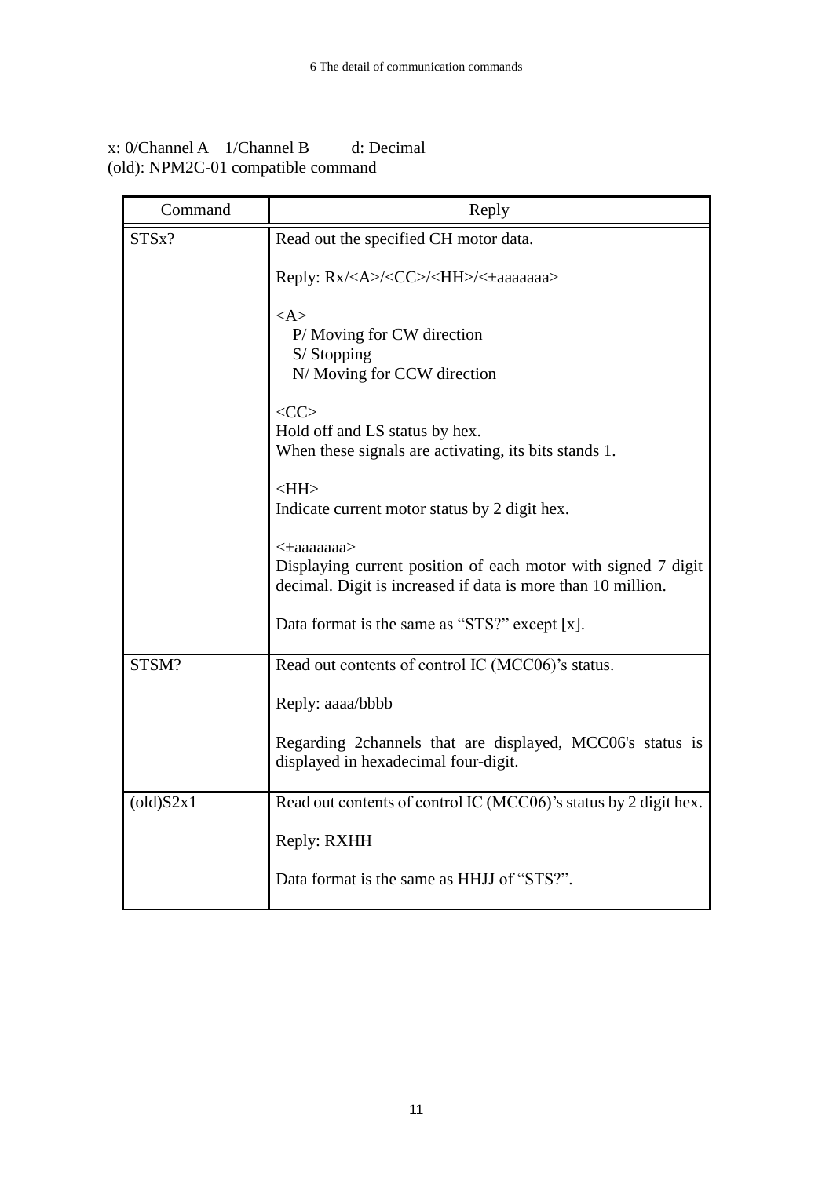x: 0/Channel A　1/Channel B　　d: Decimal
(old): NPM2C-01 compatible command

| Command | Reply |
|---|---|
| STSx? | Read out the specified CH motor data.<br><br>Reply: Rx/<A>/<CC>/<HH>/<±aaaaaaa><br><br><A><br>P/ Moving for CW direction<br>S/ Stopping<br>N/ Moving for CCW direction<br><br><CC><br>Hold off and LS status by hex.<br>When these signals are activating, its bits stands 1.<br><br><HH><br>Indicate current motor status by 2 digit hex.<br><br><±aaaaaaa><br>Displaying current position of each motor with signed 7 digit decimal. Digit is increased if data is more than 10 million.<br><br>Data format is the same as "STS?" except [x]. |
| STSM? | Read out contents of control IC (MCC06)'s status.<br><br>Reply: aaaa/bbbb<br><br>Regarding 2channels that are displayed, MCC06's status is displayed in hexadecimal four-digit. |
| (old)S2x1 | Read out contents of control IC (MCC06)'s status by 2 digit hex.<br><br>Reply: RXHH<br><br>Data format is the same as HHJJ of "STS?". |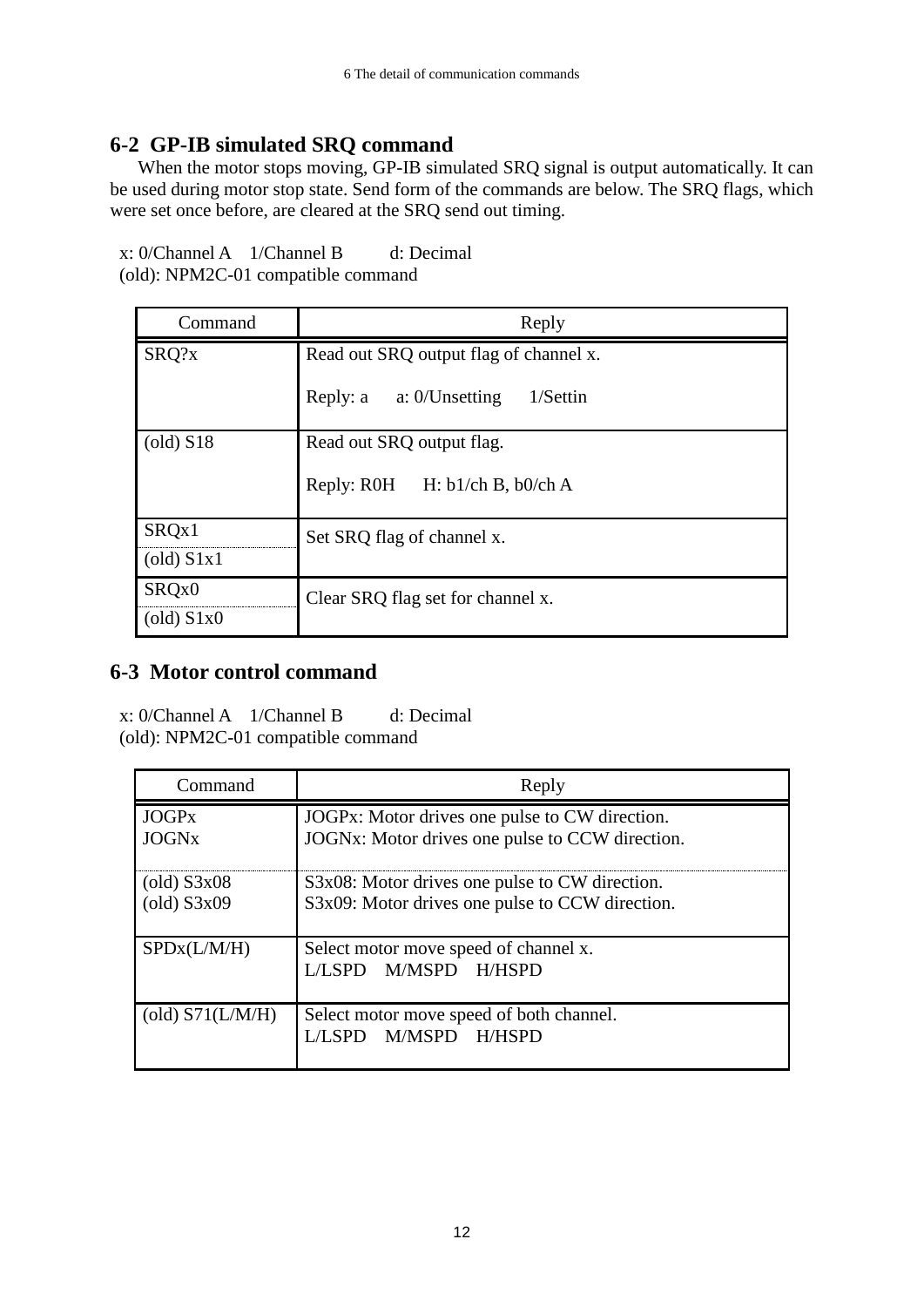## 6-2 GP-IB simulated SRQ command

When the motor stops moving, GP-IB simulated SRQ signal is output automatically. It can be used during motor stop state. Send form of the commands are below. The SRQ flags, which were set once before, are cleared at the SRQ send out timing.

x: 0/Channel A 1/Channel B d: Decimal
(old): NPM2C-01 compatible command

| Command | Reply |
|---|---|
| SRQ?x | Read out SRQ output flag of channel x.<br><br>Reply: a a: 0/Unsetting 1/Settin |
| (old) S18 | Read out SRQ output flag.<br><br>Reply: R0H H: b1/ch B, b0/ch A |
| SRQx1<br>(old) S1x1 | Set SRQ flag of channel x. |
| SRQx0<br>(old) S1x0 | Clear SRQ flag set for channel x. |

## 6-3 Motor control command

x: 0/Channel A 1/Channel B d: Decimal
(old): NPM2C-01 compatible command

| Command | Reply |
|---|---|
| JOGPx<br>JOGNx | JOGPx: Motor drives one pulse to CW direction.<br>JOGNx: Motor drives one pulse to CCW direction. |
| (old) S3x08<br>(old) S3x09 | S3x08: Motor drives one pulse to CW direction.<br>S3x09: Motor drives one pulse to CCW direction. |
| SPDx(L/M/H) | Select motor move speed of channel x.<br>L/LSPD M/MSPD H/HSPD |
| (old) S71(L/M/H) | Select motor move speed of both channel.<br>L/LSPD M/MSPD H/HSPD |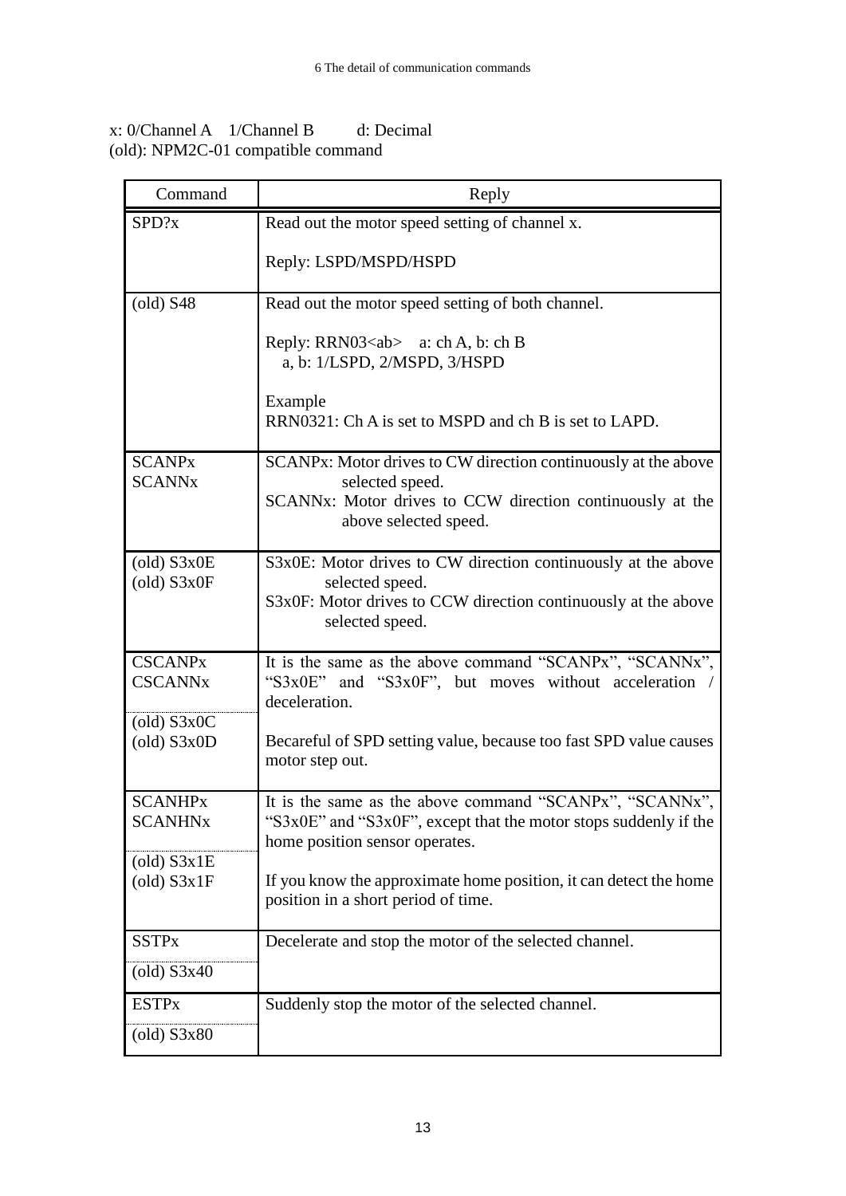x: 0/Channel A  1/Channel B    d: Decimal
(old): NPM2C-01 compatible command

| Command | Reply |
|---|---|
| SPD?x | Read out the motor speed setting of channel x.<br><br>Reply: LSPD/MSPD/HSPD |
| (old) S48 | Read out the motor speed setting of both channel.<br><br>Reply: RRN03<ab>  a: ch A, b: ch B<br>a, b: 1/LSPD, 2/MSPD, 3/HSPD<br><br>Example<br>RRN0321: Ch A is set to MSPD and ch B is set to LAPD. |
| SCANPx<br>SCANNx | SCANPx: Motor drives to CW direction continuously at the above selected speed.<br>SCANNx: Motor drives to CCW direction continuously at the above selected speed. |
| (old) S3x0E<br>(old) S3x0F | S3x0E: Motor drives to CW direction continuously at the above selected speed.<br>S3x0F: Motor drives to CCW direction continuously at the above selected speed. |
| CSCANPx<br>CSCANNx<br><br>(old) S3x0C<br>(old) S3x0D | It is the same as the above command "SCANPx", "SCANNx", "S3x0E" and "S3x0F", but moves without acceleration / deceleration.<br><br>Becareful of SPD setting value, because too fast SPD value causes motor step out. |
| SCANHPx<br>SCANHNx<br><br>(old) S3x1E<br>(old) S3x1F | It is the same as the above command "SCANPx", "SCANNx", "S3x0E" and "S3x0F", except that the motor stops suddenly if the home position sensor operates.<br><br>If you know the approximate home position, it can detect the home position in a short period of time. |
| SSTPx<br>(old) S3x40 | Decelerate and stop the motor of the selected channel. |
| ESTPx<br>(old) S3x80 | Suddenly stop the motor of the selected channel. |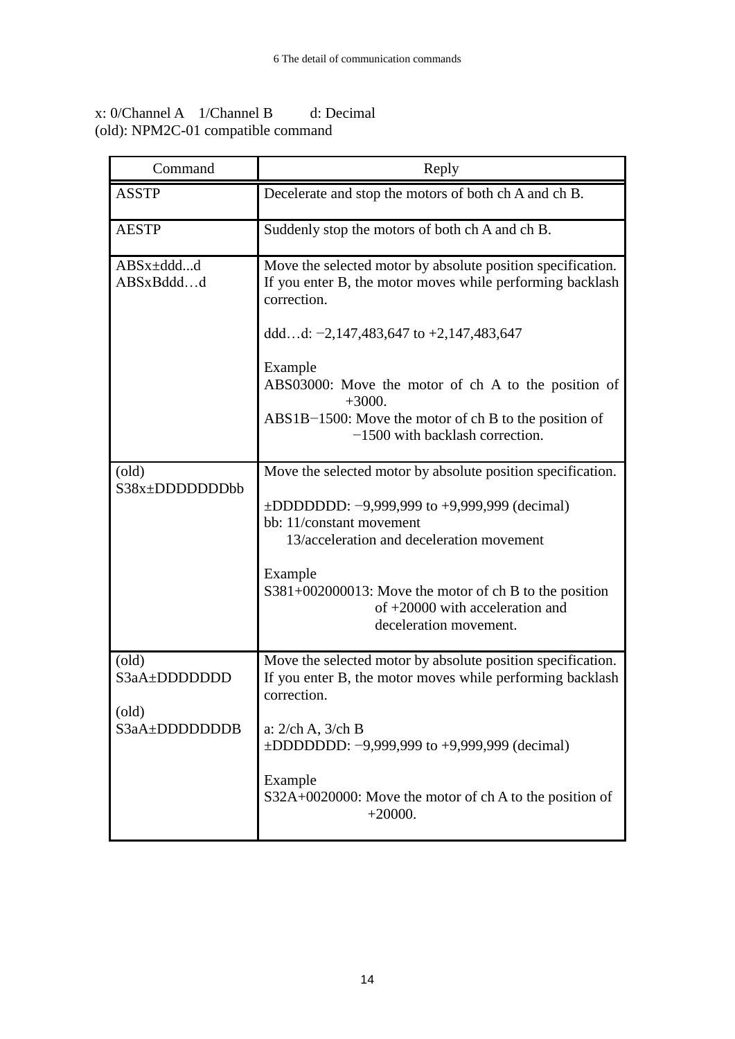x: 0/Channel A　1/Channel B　　d: Decimal
(old): NPM2C-01 compatible command

| Command | Reply |
|---|---|
| ASSTP | Decelerate and stop the motors of both ch A and ch B. |
| AESTP | Suddenly stop the motors of both ch A and ch B. |
| ABSx±ddd...d<br>ABSxBddd…d | Move the selected motor by absolute position specification. If you enter B, the motor moves while performing backlash correction.<br><br>ddd…d: −2,147,483,647 to +2,147,483,647<br><br>Example<br>ABS03000: Move the motor of ch A to the position of +3000.<br>ABS1B−1500: Move the motor of ch B to the position of −1500 with backlash correction. |
| (old)<br>S38x±DDDDDDDbb | Move the selected motor by absolute position specification.<br><br>±DDDDDDD: −9,999,999 to +9,999,999 (decimal)<br>bb: 11/constant movement<br>13/acceleration and deceleration movement<br><br>Example<br>S381+002000013: Move the motor of ch B to the position of +20000 with acceleration and deceleration movement. |
| (old)<br>S3aA±DDDDDDD<br><br>(old)<br>S3aA±DDDDDDDB | Move the selected motor by absolute position specification. If you enter B, the motor moves while performing backlash correction.<br><br>a: 2/ch A, 3/ch B<br>±DDDDDDD: −9,999,999 to +9,999,999 (decimal)<br><br>Example<br>S32A+0020000: Move the motor of ch A to the position of +20000. |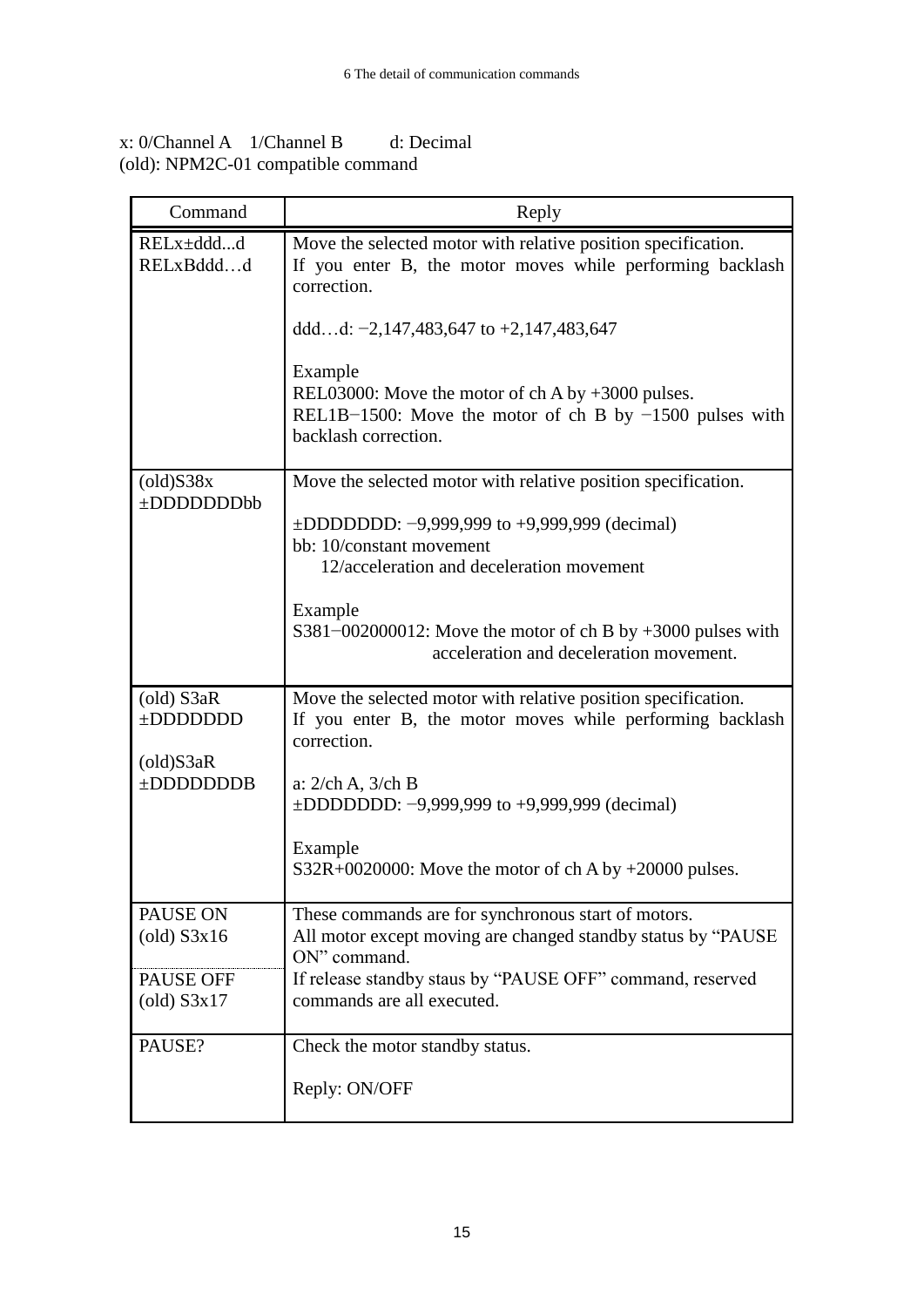x: 0/Channel A　1/Channel B　　d: Decimal
(old): NPM2C-01 compatible command

| Command | Reply |
| --- | --- |
| RELx±ddd...d<br>RELxBddd…d | Move the selected motor with relative position specification.<br>If you enter B, the motor moves while performing backlash correction.<br><br>ddd…d: −2,147,483,647 to +2,147,483,647<br><br>Example<br>REL03000: Move the motor of ch A by +3000 pulses.<br>REL1B−1500: Move the motor of ch B by −1500 pulses with backlash correction. |
| (old)S38x<br>±DDDDDDDbb | Move the selected motor with relative position specification.<br><br>±DDDDDDD: −9,999,999 to +9,999,999 (decimal)<br>bb: 10/constant movement<br>12/acceleration and deceleration movement<br><br>Example<br>S381−002000012: Move the motor of ch B by +3000 pulses with acceleration and deceleration movement. |
| (old) S3aR<br>±DDDDDDD<br><br>(old)S3aR<br>±DDDDDDDB | Move the selected motor with relative position specification.<br>If you enter B, the motor moves while performing backlash correction.<br><br>a: 2/ch A, 3/ch B<br>±DDDDDDD: −9,999,999 to +9,999,999 (decimal)<br><br>Example<br>S32R+0020000: Move the motor of ch A by +20000 pulses. |
| PAUSE ON<br>(old) S3x16<br><br>PAUSE OFF<br>(old) S3x17 | These commands are for synchronous start of motors.<br>All motor except moving are changed standby status by "PAUSE ON" command.<br>If release standby staus by "PAUSE OFF" command, reserved commands are all executed. |
| PAUSE? | Check the motor standby status.<br><br>Reply: ON/OFF |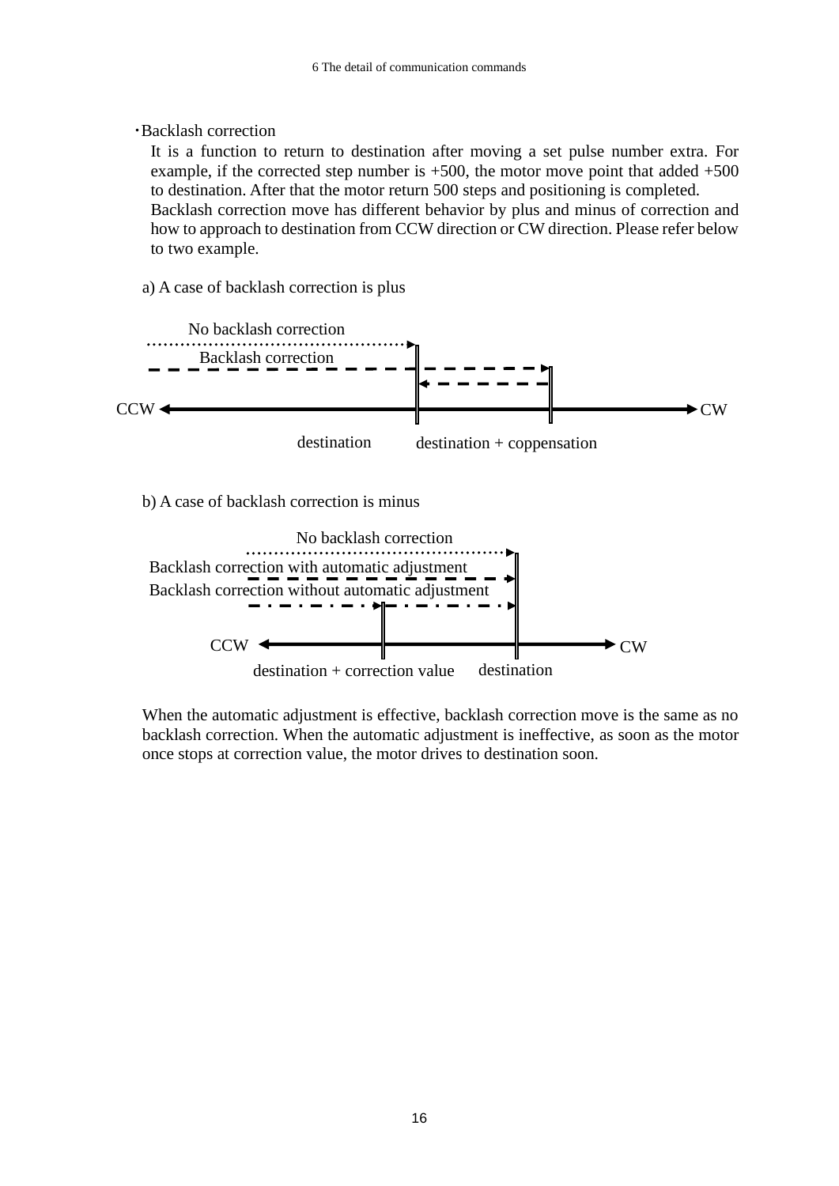・Backlash correction

It is a function to return to destination after moving a set pulse number extra. For example, if the corrected step number is +500, the motor move point that added +500 to destination. After that the motor return 500 steps and positioning is completed.
Backlash correction move has different behavior by plus and minus of correction and how to approach to destination from CCW direction or CW direction. Please refer below to two example.

a) A case of backlash correction is plus

No backlash correction

Backlash correction

CCW CW

destination destination + coppensation

b) A case of backlash correction is minus

No backlash correction

Backlash correction with automatic adjustment

Backlash correction without automatic adjustment

CCW CW

destination + correction value destination

When the automatic adjustment is effective, backlash correction move is the same as no backlash correction. When the automatic adjustment is ineffective, as soon as the motor once stops at correction value, the motor drives to destination soon.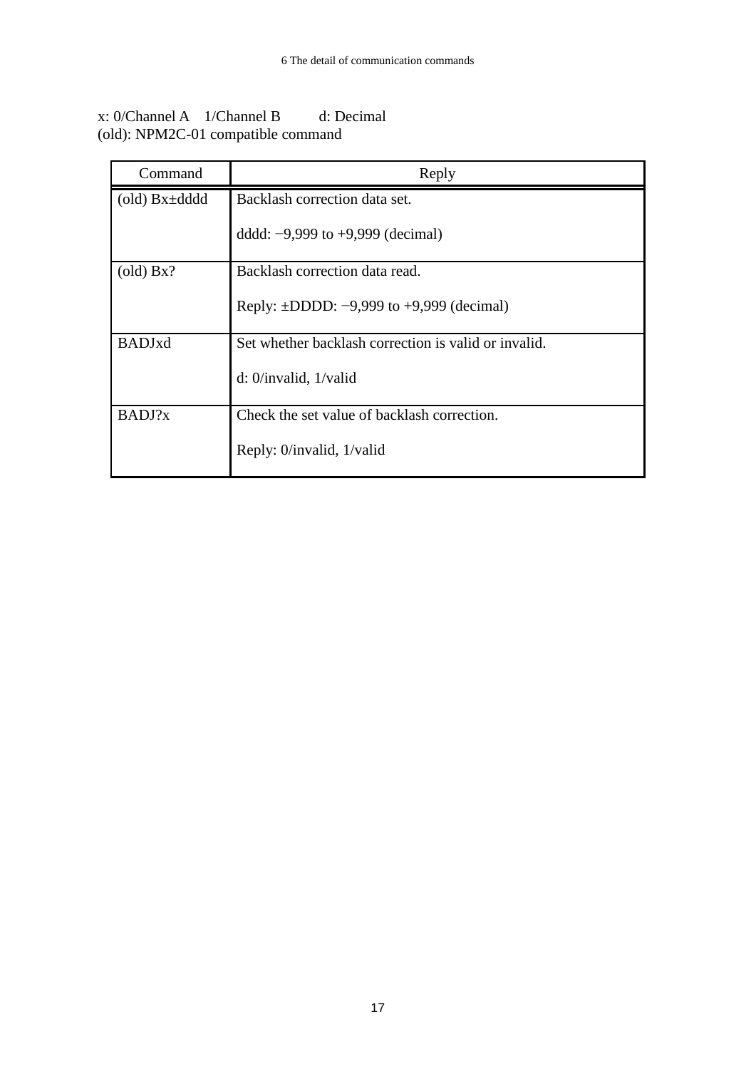x: 0/Channel A　1/Channel B　　d: Decimal
(old): NPM2C-01 compatible command

| Command | Reply |
| --- | --- |
| (old) Bx±dddd | Backlash correction data set.<br><br>dddd: −9,999 to +9,999 (decimal) |
| (old) Bx? | Backlash correction data read.<br><br>Reply: ±DDDD: −9,999 to +9,999 (decimal) |
| BADJxd | Set whether backlash correction is valid or invalid.<br><br>d: 0/invalid, 1/valid |
| BADJ?x | Check the set value of backlash correction.<br><br>Reply: 0/invalid, 1/valid |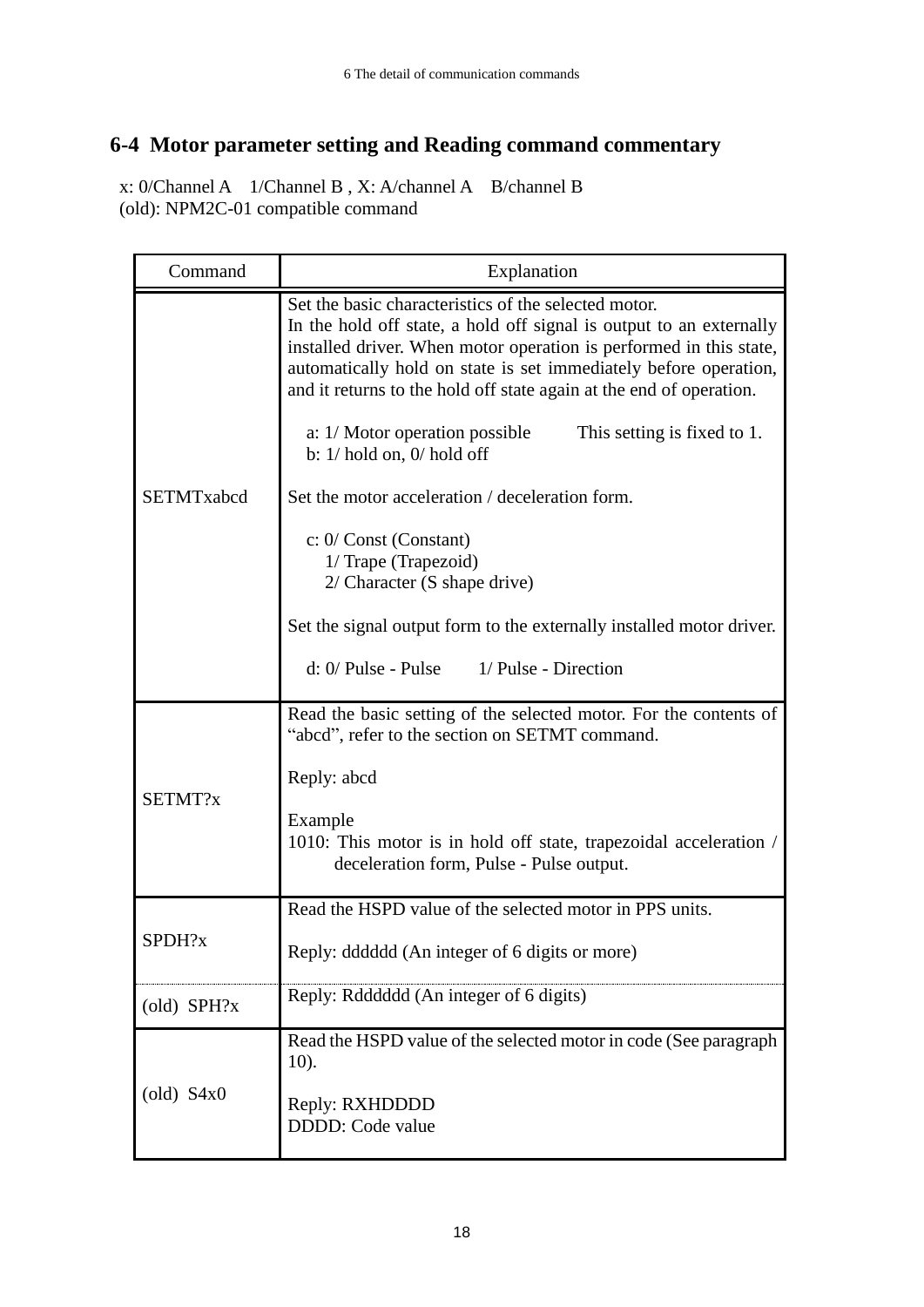## 6-4 Motor parameter setting and Reading command commentary

x: 0/Channel A 1/Channel B , X: A/channel A B/channel B
(old): NPM2C-01 compatible command

| Command | Explanation |
|---|---|
| SETMTxabcd | Set the basic characteristics of the selected motor.<br>In the hold off state, a hold off signal is output to an externally installed driver. When motor operation is performed in this state, automatically hold on state is set immediately before operation, and it returns to the hold off state again at the end of operation.<br><br>a: 1/ Motor operation possible This setting is fixed to 1.<br>b: 1/ hold on, 0/ hold off<br><br>Set the motor acceleration / deceleration form.<br><br>c: 0/ Const (Constant)<br>1/ Trape (Trapezoid)<br>2/ Character (S shape drive)<br><br>Set the signal output form to the externally installed motor driver.<br><br>d: 0/ Pulse - Pulse 1/ Pulse - Direction |
| SETMT?x | Read the basic setting of the selected motor. For the contents of "abcd", refer to the section on SETMT command.<br><br>Reply: abcd<br><br>Example<br>1010: This motor is in hold off state, trapezoidal acceleration / deceleration form, Pulse - Pulse output. |
| SPDH?x | Read the HSPD value of the selected motor in PPS units.<br><br>Reply: dddddd (An integer of 6 digits or more) |
| (old) SPH?x | Reply: Rdddddd (An integer of 6 digits) |
| (old) S4x0 | Read the HSPD value of the selected motor in code (See paragraph 10).<br><br>Reply: RXHDDDD<br>DDDD: Code value |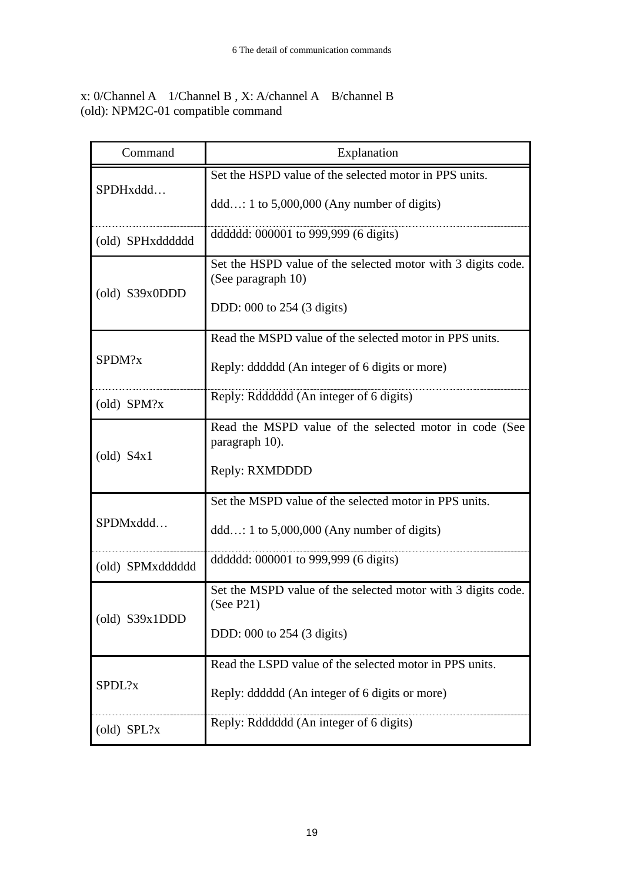x: 0/Channel A　1/Channel B , X: A/channel A　B/channel B
(old): NPM2C-01 compatible command

| Command | Explanation |
|---|---|
| SPDHxddd… | Set the HSPD value of the selected motor in PPS units.<br><br>ddd…: 1 to 5,000,000 (Any number of digits) |
| (old) SPHxdddddd | dddddd: 000001 to 999,999 (6 digits) |
| (old) S39x0DDD | Set the HSPD value of the selected motor with 3 digits code. (See paragraph 10)<br><br>DDD: 000 to 254 (3 digits) |
| SPDM?x | Read the MSPD value of the selected motor in PPS units.<br><br>Reply: dddddd (An integer of 6 digits or more) |
| (old) SPM?x | Reply: Rdddddd (An integer of 6 digits) |
| (old) S4x1 | Read the MSPD value of the selected motor in code (See paragraph 10).<br><br>Reply: RXMDDDD |
| SPDMxddd… | Set the MSPD value of the selected motor in PPS units.<br><br>ddd…: 1 to 5,000,000 (Any number of digits) |
| (old) SPMxdddddd | dddddd: 000001 to 999,999 (6 digits) |
| (old) S39x1DDD | Set the MSPD value of the selected motor with 3 digits code. (See P21)<br><br>DDD: 000 to 254 (3 digits) |
| SPDL?x | Read the LSPD value of the selected motor in PPS units.<br><br>Reply: dddddd (An integer of 6 digits or more) |
| (old) SPL?x | Reply: Rdddddd (An integer of 6 digits) |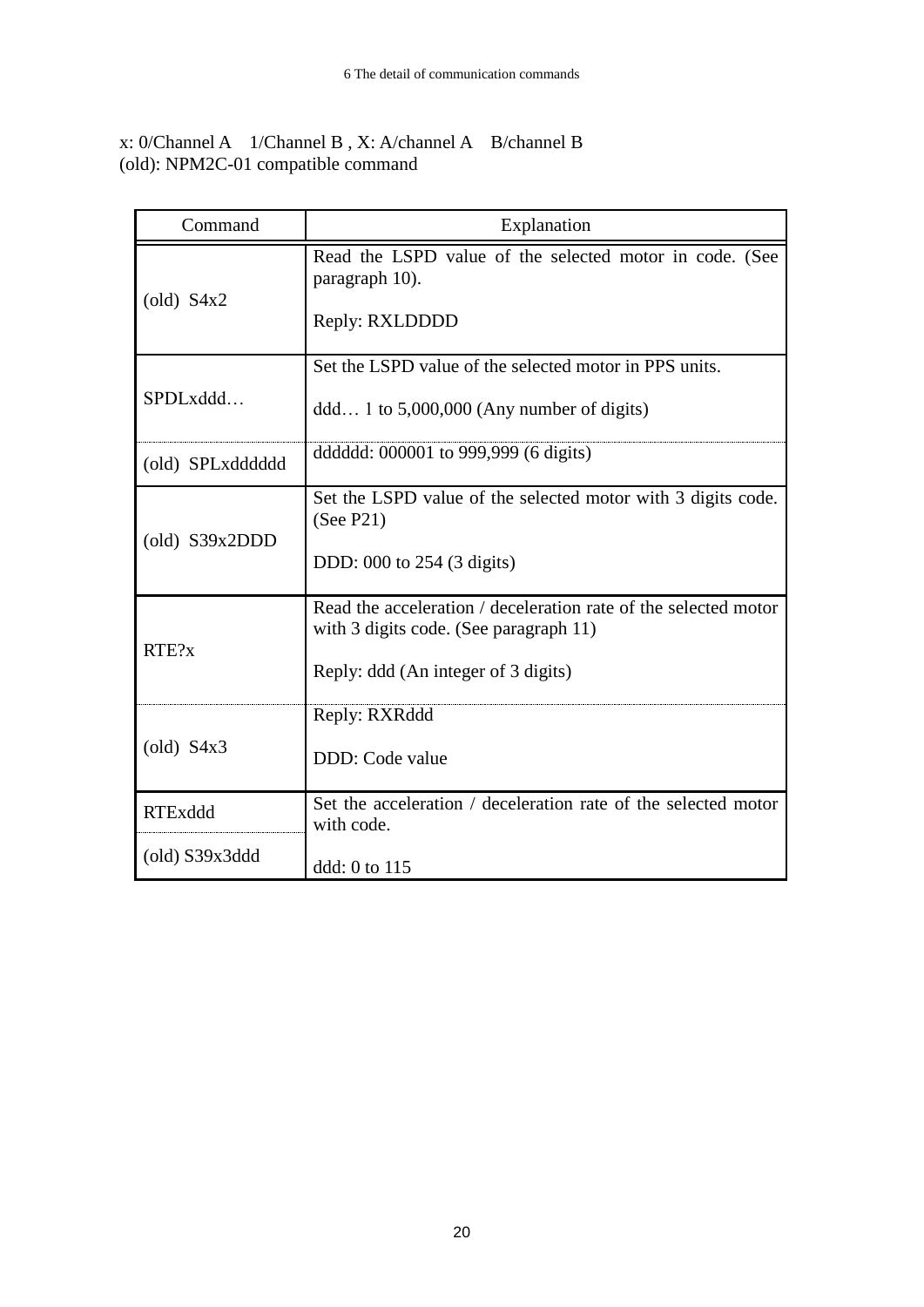x: 0/Channel A　1/Channel B , X: A/channel A　B/channel B
(old): NPM2C-01 compatible command

| Command | Explanation |
|---|---|
| (old) S4x2 | Read the LSPD value of the selected motor in code. (See paragraph 10).<br><br>Reply: RXLDDDD |
| SPDLxddd… | Set the LSPD value of the selected motor in PPS units.<br><br>ddd… 1 to 5,000,000 (Any number of digits) |
| (old) SPLxdddddd | dddddd: 000001 to 999,999 (6 digits) |
| (old) S39x2DDD | Set the LSPD value of the selected motor with 3 digits code. (See P21)<br><br>DDD: 000 to 254 (3 digits) |
| RTE?x | Read the acceleration / deceleration rate of the selected motor with 3 digits code. (See paragraph 11)<br><br>Reply: ddd (An integer of 3 digits) |
| (old) S4x3 | Reply: RXRddd<br><br>DDD: Code value |
| RTExddd<br><br>(old) S39x3ddd | Set the acceleration / deceleration rate of the selected motor with code.<br><br>ddd: 0 to 115 |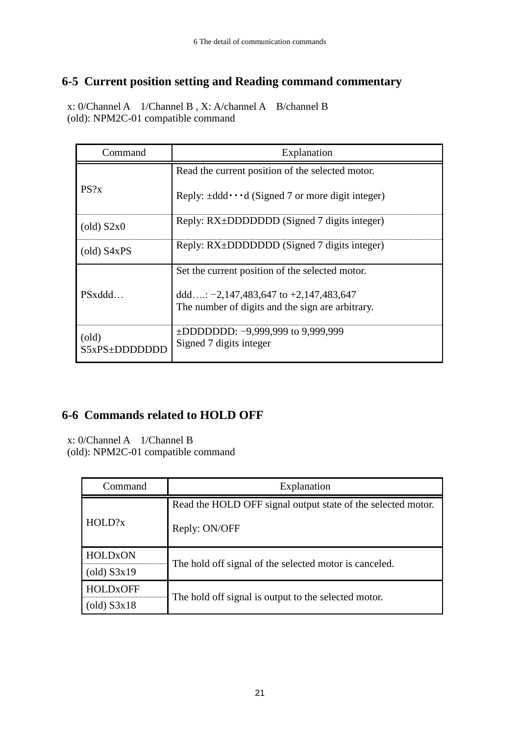## 6-5 Current position setting and Reading command commentary

x: 0/Channel A　1/Channel B , X: A/channel A　B/channel B
(old): NPM2C-01 compatible command

| Command | Explanation |
|---|---|
| PS?x | Read the current position of the selected motor.<br><br>Reply: ±ddd･･･d (Signed 7 or more digit integer) |
| (old) S2x0 | Reply: RX±DDDDDDD (Signed 7 digits integer) |
| (old) S4xPS | Reply: RX±DDDDDDD (Signed 7 digits integer) |
| PSxddd… | Set the current position of the selected motor.<br><br>ddd….: −2,147,483,647 to +2,147,483,647<br>The number of digits and the sign are arbitrary. |
| (old) S5xPS±DDDDDDD | ±DDDDDDD: −9,999,999 to 9,999,999<br>Signed 7 digits integer |

## 6-6 Commands related to HOLD OFF

x: 0/Channel A　1/Channel B
(old): NPM2C-01 compatible command

| Command | Explanation |
|---|---|
| HOLD?x | Read the HOLD OFF signal output state of the selected motor.<br><br>Reply: ON/OFF |
| HOLDxON<br>(old) S3x19 | The hold off signal of the selected motor is canceled. |
| HOLDxOFF<br>(old) S3x18 | The hold off signal is output to the selected motor. |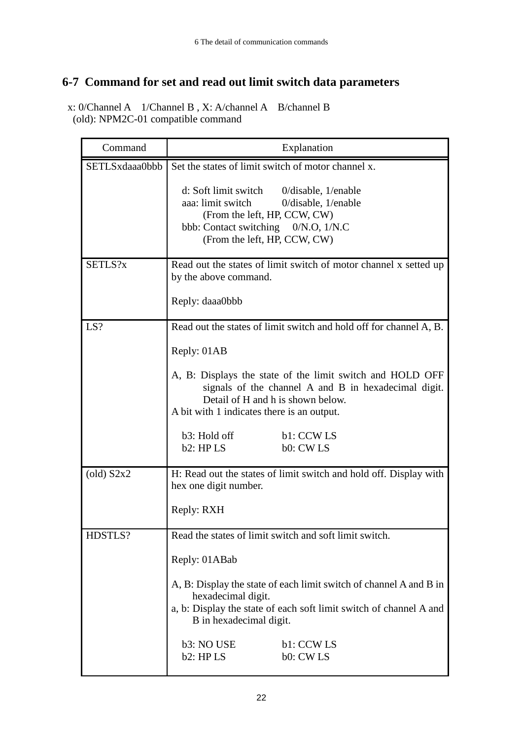## 6-7 Command for set and read out limit switch data parameters

x: 0/Channel A 1/Channel B , X: A/channel A B/channel B
(old): NPM2C-01 compatible command

| Command | Explanation |
|---|---|
| SETLSxdaaa0bbb | Set the states of limit switch of motor channel x.<br><br>d: Soft limit switch 0/disable, 1/enable<br>aaa: limit switch 0/disable, 1/enable<br>(From the left, HP, CCW, CW)<br>bbb: Contact switching 0/N.O, 1/N.C<br>(From the left, HP, CCW, CW) |
| SETLS?x | Read out the states of limit switch of motor channel x setted up by the above command.<br><br>Reply: daaa0bbb |
| LS? | Read out the states of limit switch and hold off for channel A, B.<br><br>Reply: 01AB<br><br>A, B: Displays the state of the limit switch and HOLD OFF signals of the channel A and B in hexadecimal digit. Detail of H and h is shown below.<br>A bit with 1 indicates there is an output.<br><br>b3: Hold off b1: CCW LS<br>b2: HP LS b0: CW LS |
| (old) S2x2 | H: Read out the states of limit switch and hold off. Display with hex one digit number.<br><br>Reply: RXH |
| HDSTLS? | Read the states of limit switch and soft limit switch.<br><br>Reply: 01ABab<br><br>A, B: Display the state of each limit switch of channel A and B in hexadecimal digit.<br>a, b: Display the state of each soft limit switch of channel A and B in hexadecimal digit.<br><br>b3: NO USE b1: CCW LS<br>b2: HP LS b0: CW LS |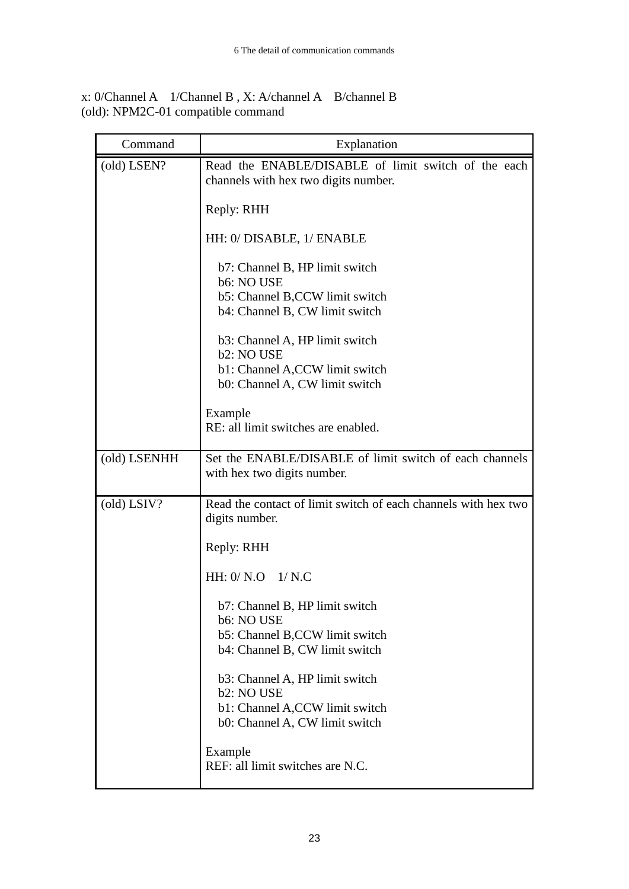x: 0/Channel A　1/Channel B , X: A/channel A　B/channel B
(old): NPM2C-01 compatible command

| Command | Explanation |
|---|---|
| (old) LSEN? | Read the ENABLE/DISABLE of limit switch of the each channels with hex two digits number.<br><br>Reply: RHH<br><br>HH: 0/ DISABLE, 1/ ENABLE<br><br>b7: Channel B, HP limit switch<br>b6: NO USE<br>b5: Channel B,CCW limit switch<br>b4: Channel B, CW limit switch<br><br>b3: Channel A, HP limit switch<br>b2: NO USE<br>b1: Channel A,CCW limit switch<br>b0: Channel A, CW limit switch<br><br>Example<br>RE: all limit switches are enabled. |
| (old) LSENHH | Set the ENABLE/DISABLE of limit switch of each channels with hex two digits number. |
| (old) LSIV? | Read the contact of limit switch of each channels with hex two digits number.<br><br>Reply: RHH<br><br>HH: 0/ N.O　1/ N.C<br><br>b7: Channel B, HP limit switch<br>b6: NO USE<br>b5: Channel B,CCW limit switch<br>b4: Channel B, CW limit switch<br><br>b3: Channel A, HP limit switch<br>b2: NO USE<br>b1: Channel A,CCW limit switch<br>b0: Channel A, CW limit switch<br><br>Example<br>REF: all limit switches are N.C. |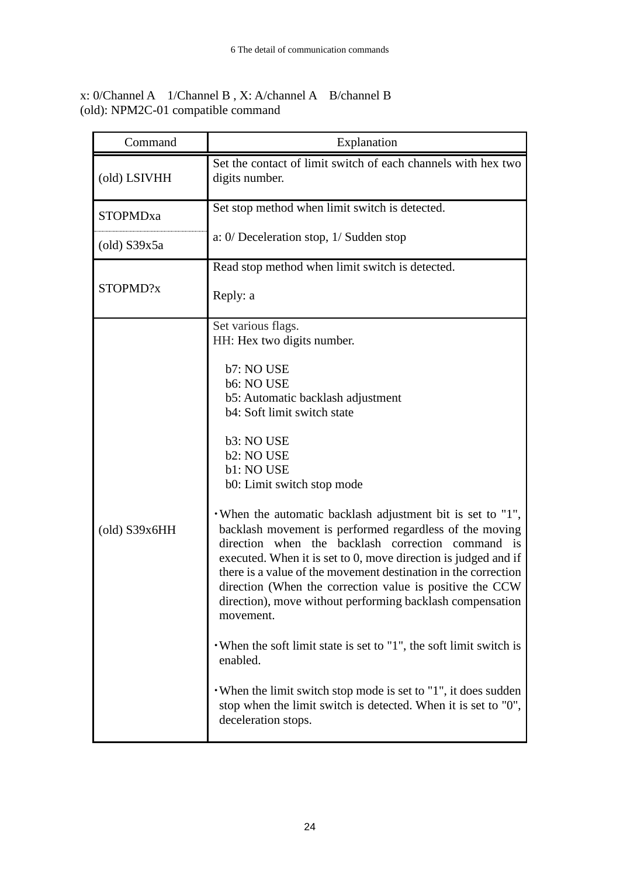x: 0/Channel A　1/Channel B , X: A/channel A　B/channel B
(old): NPM2C-01 compatible command

| Command | Explanation |
| --- | --- |
| (old) LSIVHH | Set the contact of limit switch of each channels with hex two digits number. |
| STOPMDxa<br>(old) S39x5a | Set stop method when limit switch is detected.<br><br>a: 0/ Deceleration stop, 1/ Sudden stop |
| STOPMD?x | Read stop method when limit switch is detected.<br><br>Reply: a |
| (old) S39x6HH | Set various flags.<br>HH: Hex two digits number.<br><br>b7: NO USE<br>b6: NO USE<br>b5: Automatic backlash adjustment<br>b4: Soft limit switch state<br><br>b3: NO USE<br>b2: NO USE<br>b1: NO USE<br>b0: Limit switch stop mode<br><br>・When the automatic backlash adjustment bit is set to "1", backlash movement is performed regardless of the moving direction when the backlash correction command is executed. When it is set to 0, move direction is judged and if there is a value of the movement destination in the correction direction (When the correction value is positive the CCW direction), move without performing backlash compensation movement.<br><br>・When the soft limit state is set to "1", the soft limit switch is enabled.<br><br>・When the limit switch stop mode is set to "1", it does sudden stop when the limit switch is detected. When it is set to "0", deceleration stops. |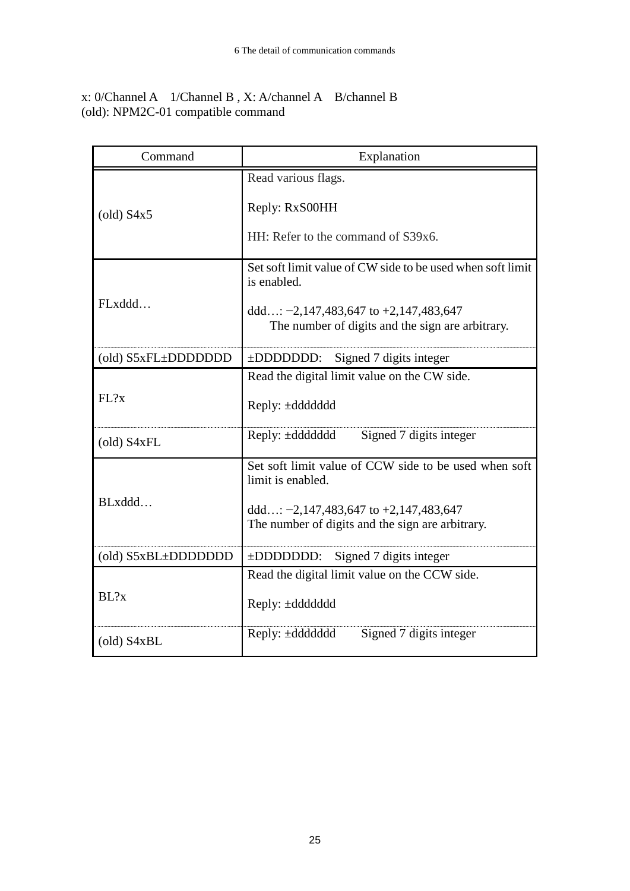x: 0/Channel A　1/Channel B , X: A/channel A　B/channel B
(old): NPM2C-01 compatible command

| Command | Explanation |
|---|---|
| (old) S4x5 | Read various flags.<br><br>Reply: RxS00HH<br><br>HH: Refer to the command of S39x6. |
| FLxddd… | Set soft limit value of CW side to be used when soft limit is enabled.<br><br>ddd…: −2,147,483,647 to +2,147,483,647<br>The number of digits and the sign are arbitrary. |
| (old) S5xFL±DDDDDDD | ±DDDDDDD:　Signed 7 digits integer |
| FL?x | Read the digital limit value on the CW side.<br><br>Reply: ±ddddddd |
| (old) S4xFL | Reply: ±ddddddd　　Signed 7 digits integer |
| BLxddd… | Set soft limit value of CCW side to be used when soft limit is enabled.<br><br>ddd…: −2,147,483,647 to +2,147,483,647<br>The number of digits and the sign are arbitrary. |
| (old) S5xBL±DDDDDDD | ±DDDDDDD:　Signed 7 digits integer |
| BL?x | Read the digital limit value on the CCW side.<br><br>Reply: ±ddddddd |
| (old) S4xBL | Reply: ±ddddddd　　Signed 7 digits integer |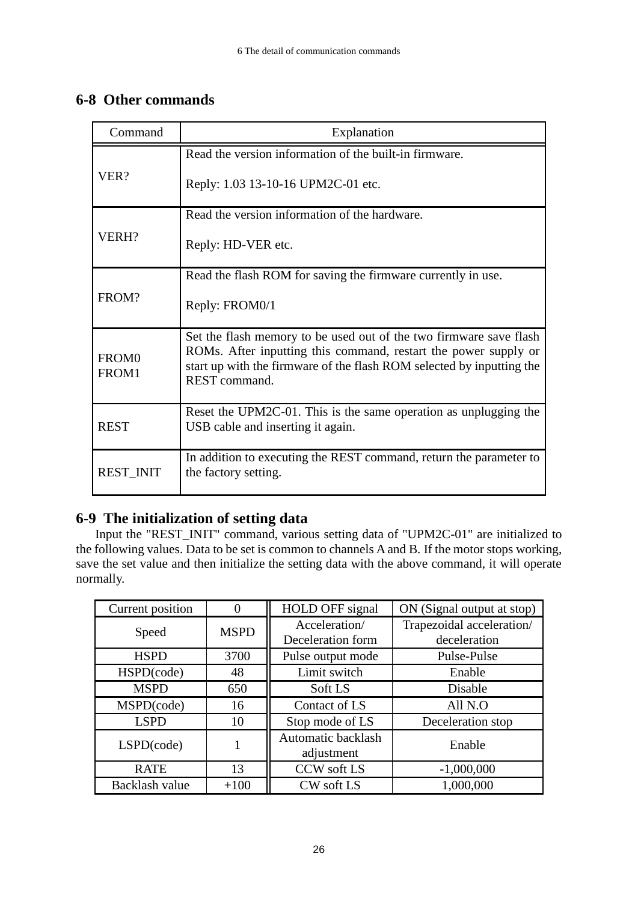## 6-8 Other commands

| Command | Explanation |
|---|---|
| VER? | Read the version information of the built-in firmware.<br><br>Reply: 1.03 13-10-16 UPM2C-01 etc. |
| VERH? | Read the version information of the hardware.<br><br>Reply: HD-VER etc. |
| FROM? | Read the flash ROM for saving the firmware currently in use.<br><br>Reply: FROM0/1 |
| FROM0<br>FROM1 | Set the flash memory to be used out of the two firmware save flash ROMs. After inputting this command, restart the power supply or start up with the firmware of the flash ROM selected by inputting the REST command. |
| REST | Reset the UPM2C-01. This is the same operation as unplugging the USB cable and inserting it again. |
| REST_INIT | In addition to executing the REST command, return the parameter to the factory setting. |

## 6-9 The initialization of setting data

Input the "REST_INIT" command, various setting data of "UPM2C-01" are initialized to the following values. Data to be set is common to channels A and B. If the motor stops working, save the set value and then initialize the setting data with the above command, it will operate normally.

| Current position | 0 | HOLD OFF signal | ON (Signal output at stop) |
|---|---|---|---|
| Speed | MSPD | Acceleration/ Deceleration form | Trapezoidal acceleration/ deceleration |
| HSPD | 3700 | Pulse output mode | Pulse-Pulse |
| HSPD(code) | 48 | Limit switch | Enable |
| MSPD | 650 | Soft LS | Disable |
| MSPD(code) | 16 | Contact of LS | All N.O |
| LSPD | 10 | Stop mode of LS | Deceleration stop |
| LSPD(code) | 1 | Automatic backlash adjustment | Enable |
| RATE | 13 | CCW soft LS | -1,000,000 |
| Backlash value | +100 | CW soft LS | 1,000,000 |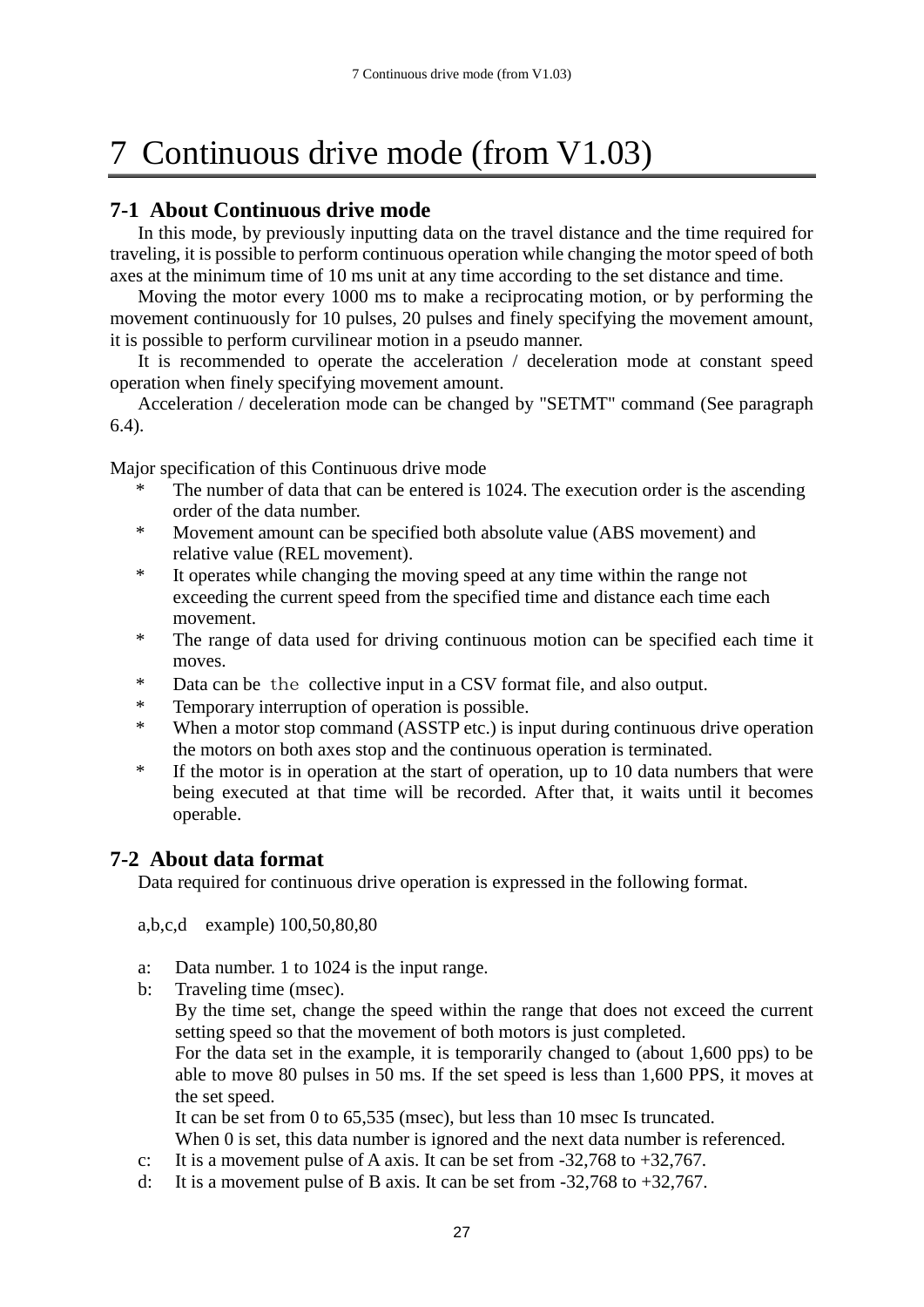# 7 Continuous drive mode (from V1.03)

## 7-1 About Continuous drive mode

In this mode, by previously inputting data on the travel distance and the time required for traveling, it is possible to perform continuous operation while changing the motor speed of both axes at the minimum time of 10 ms unit at any time according to the set distance and time.

Moving the motor every 1000 ms to make a reciprocating motion, or by performing the movement continuously for 10 pulses, 20 pulses and finely specifying the movement amount, it is possible to perform curvilinear motion in a pseudo manner.

It is recommended to operate the acceleration / deceleration mode at constant speed operation when finely specifying movement amount.

Acceleration / deceleration mode can be changed by "SETMT" command (See paragraph 6.4).

Major specification of this Continuous drive mode

- The number of data that can be entered is 1024. The execution order is the ascending order of the data number.
- Movement amount can be specified both absolute value (ABS movement) and relative value (REL movement).
- It operates while changing the moving speed at any time within the range not exceeding the current speed from the specified time and distance each time each movement.
- The range of data used for driving continuous motion can be specified each time it moves.
- Data can be the collective input in a CSV format file, and also output.
- Temporary interruption of operation is possible.
- When a motor stop command (ASSTP etc.) is input during continuous drive operation the motors on both axes stop and the continuous operation is terminated.
- If the motor is in operation at the start of operation, up to 10 data numbers that were being executed at that time will be recorded. After that, it waits until it becomes operable.

## 7-2 About data format

Data required for continuous drive operation is expressed in the following format.

a,b,c,d example) 100,50,80,80

a: Data number. 1 to 1024 is the input range.

b: Traveling time (msec).
By the time set, change the speed within the range that does not exceed the current setting speed so that the movement of both motors is just completed.
For the data set in the example, it is temporarily changed to (about 1,600 pps) to be able to move 80 pulses in 50 ms. If the set speed is less than 1,600 PPS, it moves at the set speed.
It can be set from 0 to 65,535 (msec), but less than 10 msec Is truncated.
When 0 is set, this data number is ignored and the next data number is referenced.

c: It is a movement pulse of A axis. It can be set from -32,768 to +32,767.

d: It is a movement pulse of B axis. It can be set from -32,768 to +32,767.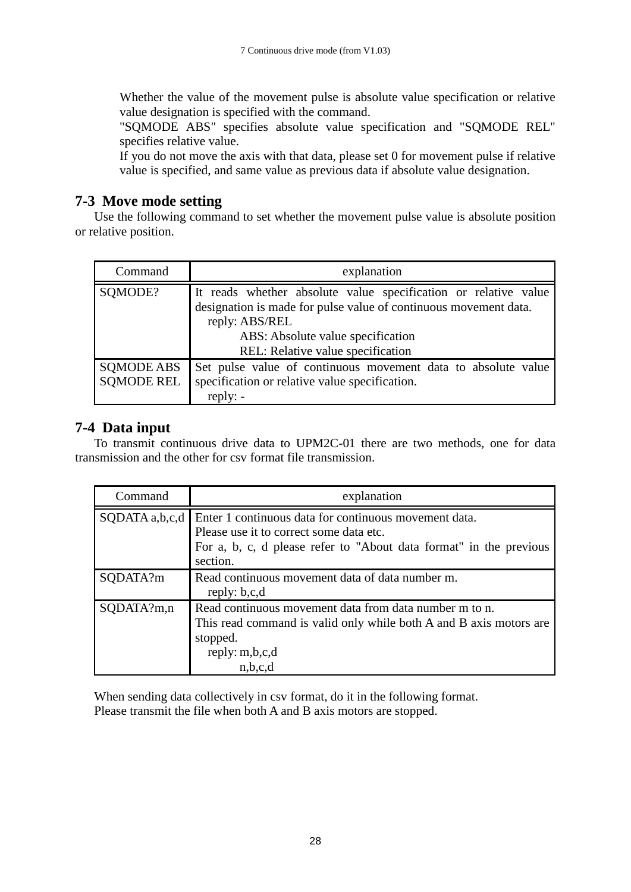Whether the value of the movement pulse is absolute value specification or relative value designation is specified with the command.
"SQMODE ABS" specifies absolute value specification and "SQMODE REL" specifies relative value.
If you do not move the axis with that data, please set 0 for movement pulse if relative value is specified, and same value as previous data if absolute value designation.

## 7-3 Move mode setting

Use the following command to set whether the movement pulse value is absolute position or relative position.

| Command | explanation |
|---|---|
| SQMODE? | It reads whether absolute value specification or relative value designation is made for pulse value of continuous movement data.<br>reply: ABS/REL<br>ABS: Absolute value specification<br>REL: Relative value specification |
| SQMODE ABS<br>SQMODE REL | Set pulse value of continuous movement data to absolute value specification or relative value specification.<br>reply: - |

## 7-4 Data input

To transmit continuous drive data to UPM2C-01 there are two methods, one for data transmission and the other for csv format file transmission.

| Command | explanation |
|---|---|
| SQDATA a,b,c,d | Enter 1 continuous data for continuous movement data.<br>Please use it to correct some data etc.<br>For a, b, c, d please refer to "About data format" in the previous section. |
| SQDATA?m | Read continuous movement data of data number m.<br>reply: b,c,d |
| SQDATA?m,n | Read continuous movement data from data number m to n.<br>This read command is valid only while both A and B axis motors are stopped.<br>reply: m,b,c,d<br>n,b,c,d |

When sending data collectively in csv format, do it in the following format.
Please transmit the file when both A and B axis motors are stopped.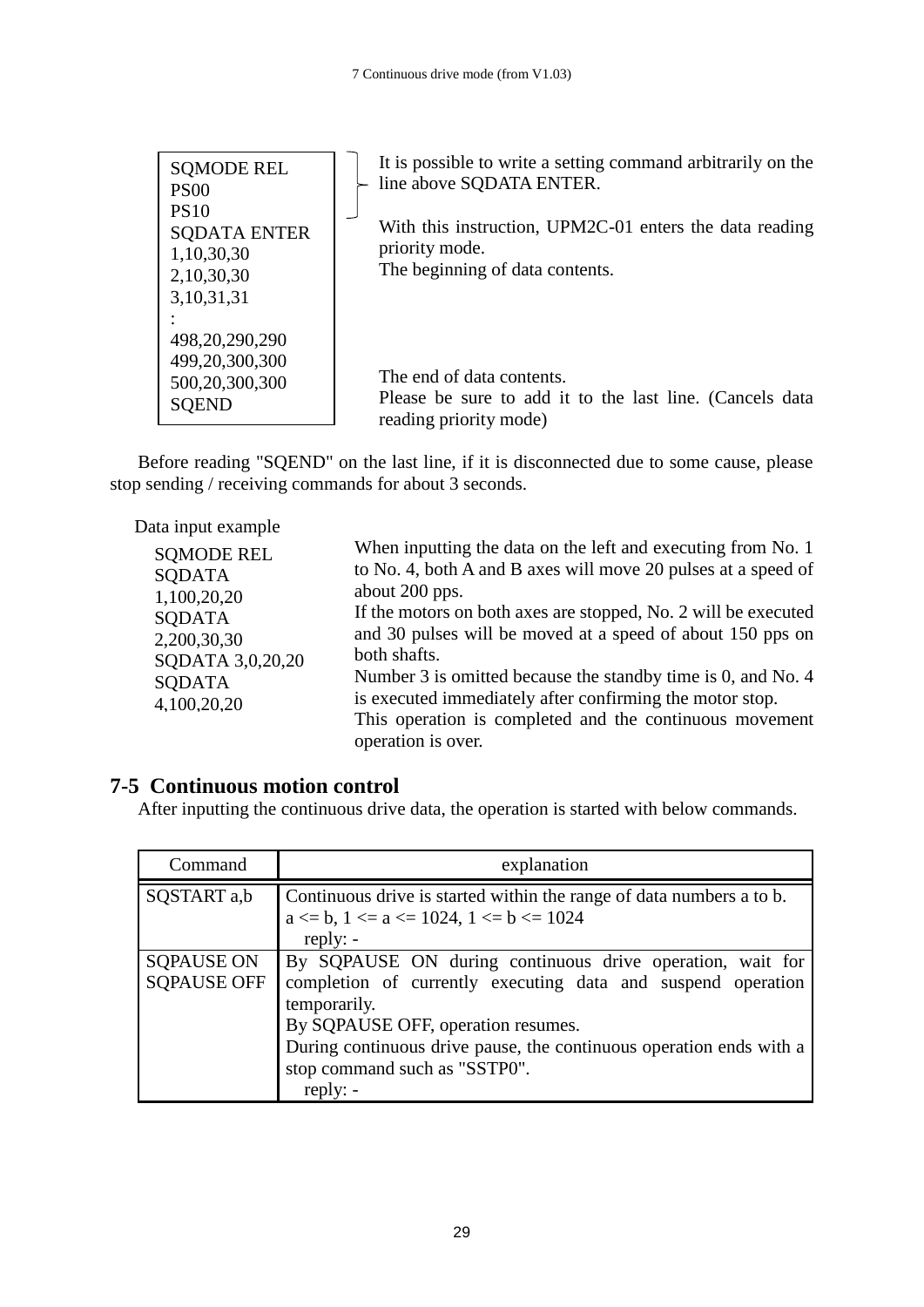```
SQMODE REL
PS00
PS10
SQDATA ENTER
1,10,30,30
2,10,30,30
3,10,31,31
:
498,20,290,290
499,20,300,300
500,20,300,300
SQEND
```

It is possible to write a setting command arbitrarily on the line above SQDATA ENTER.

With this instruction, UPM2C-01 enters the data reading priority mode.
The beginning of data contents.

The end of data contents.
Please be sure to add it to the last line. (Cancels data reading priority mode)

Before reading "SQEND" on the last line, if it is disconnected due to some cause, please stop sending / receiving commands for about 3 seconds.

Data input example

```
SQMODE REL
SQDATA
1,100,20,20
SQDATA
2,200,30,30
SQDATA 3,0,20,20
SQDATA
4,100,20,20
```

When inputting the data on the left and executing from No. 1 to No. 4, both A and B axes will move 20 pulses at a speed of about 200 pps.
If the motors on both axes are stopped, No. 2 will be executed and 30 pulses will be moved at a speed of about 150 pps on both shafts.
Number 3 is omitted because the standby time is 0, and No. 4 is executed immediately after confirming the motor stop.
This operation is completed and the continuous movement operation is over.

## 7-5 Continuous motion control

After inputting the continuous drive data, the operation is started with below commands.

| Command | explanation |
|---|---|
| SQSTART a,b | Continuous drive is started within the range of data numbers a to b.<br>a <= b, 1 <= a <= 1024, 1 <= b <= 1024<br>reply: - |
| SQPAUSE ON<br>SQPAUSE OFF | By SQPAUSE ON during continuous drive operation, wait for completion of currently executing data and suspend operation temporarily.<br>By SQPAUSE OFF, operation resumes.<br>During continuous drive pause, the continuous operation ends with a stop command such as "SSTP0".<br>reply: - |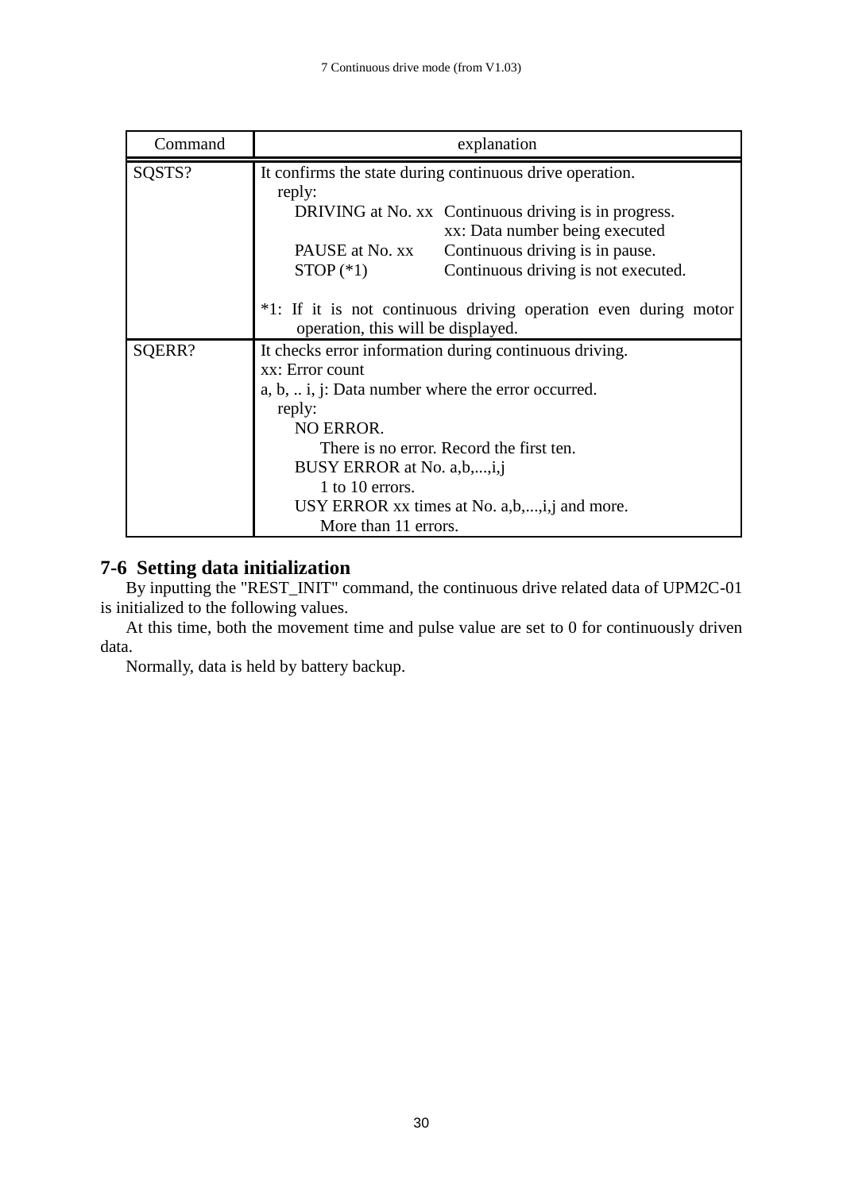| Command | explanation |
|---|---|
| SQSTS? | It confirms the state during continuous drive operation.<br>reply:<br>DRIVING at No. xx　Continuous driving is in progress.<br>xx: Data number being executed<br>PAUSE at No. xx　Continuous driving is in pause.<br>STOP (*1)　Continuous driving is not executed.<br><br>*1: If it is not continuous driving operation even during motor operation, this will be displayed. |
| SQERR? | It checks error information during continuous driving.<br>xx: Error count<br>a, b, .. i, j: Data number where the error occurred.<br>reply:<br>NO ERROR.<br>There is no error. Record the first ten.<br>BUSY ERROR at No. a,b,...,i,j<br>1 to 10 errors.<br>USY ERROR xx times at No. a,b,...,i,j and more.<br>More than 11 errors. |

## 7-6 Setting data initialization

By inputting the "REST_INIT" command, the continuous drive related data of UPM2C-01 is initialized to the following values.

At this time, both the movement time and pulse value are set to 0 for continuously driven data.

Normally, data is held by battery backup.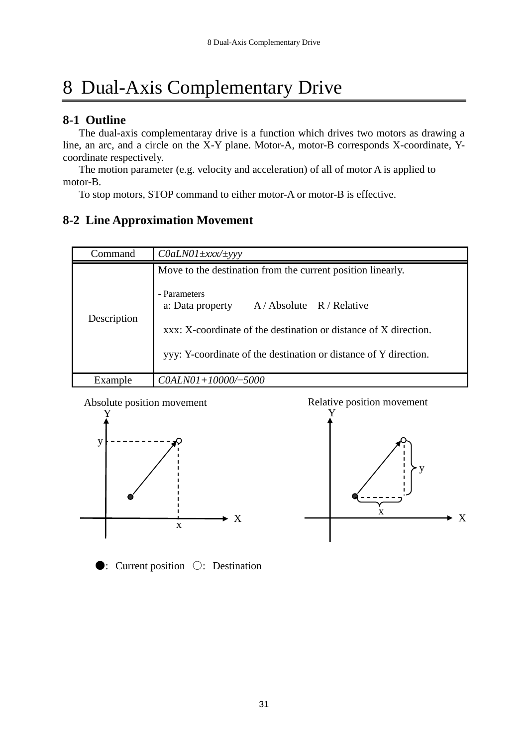# 8 Dual-Axis Complementary Drive

## 8-1 Outline

The dual-axis complementaray drive is a function which drives two motors as drawing a line, an arc, and a circle on the X-Y plane. Motor-A, motor-B corresponds X-coordinate, Y-coordinate respectively.

The motion parameter (e.g. velocity and acceleration) of all of motor A is applied to motor-B.

To stop motors, STOP command to either motor-A or motor-B is effective.

## 8-2 Line Approximation Movement

| Command | *C0aLN01±xxx/±yyy* |
|---|---|
| Description | Move to the destination from the current position linearly.<br><br>- Parameters<br>a: Data property A / Absolute R / Relative<br><br>xxx: X-coordinate of the destination or distance of X direction.<br><br>yyy: Y-coordinate of the destination or distance of Y direction. |
| Example | *C0ALN01+10000/−5000* |

Absolute position movement

Relative position movement

●: Current position ○: Destination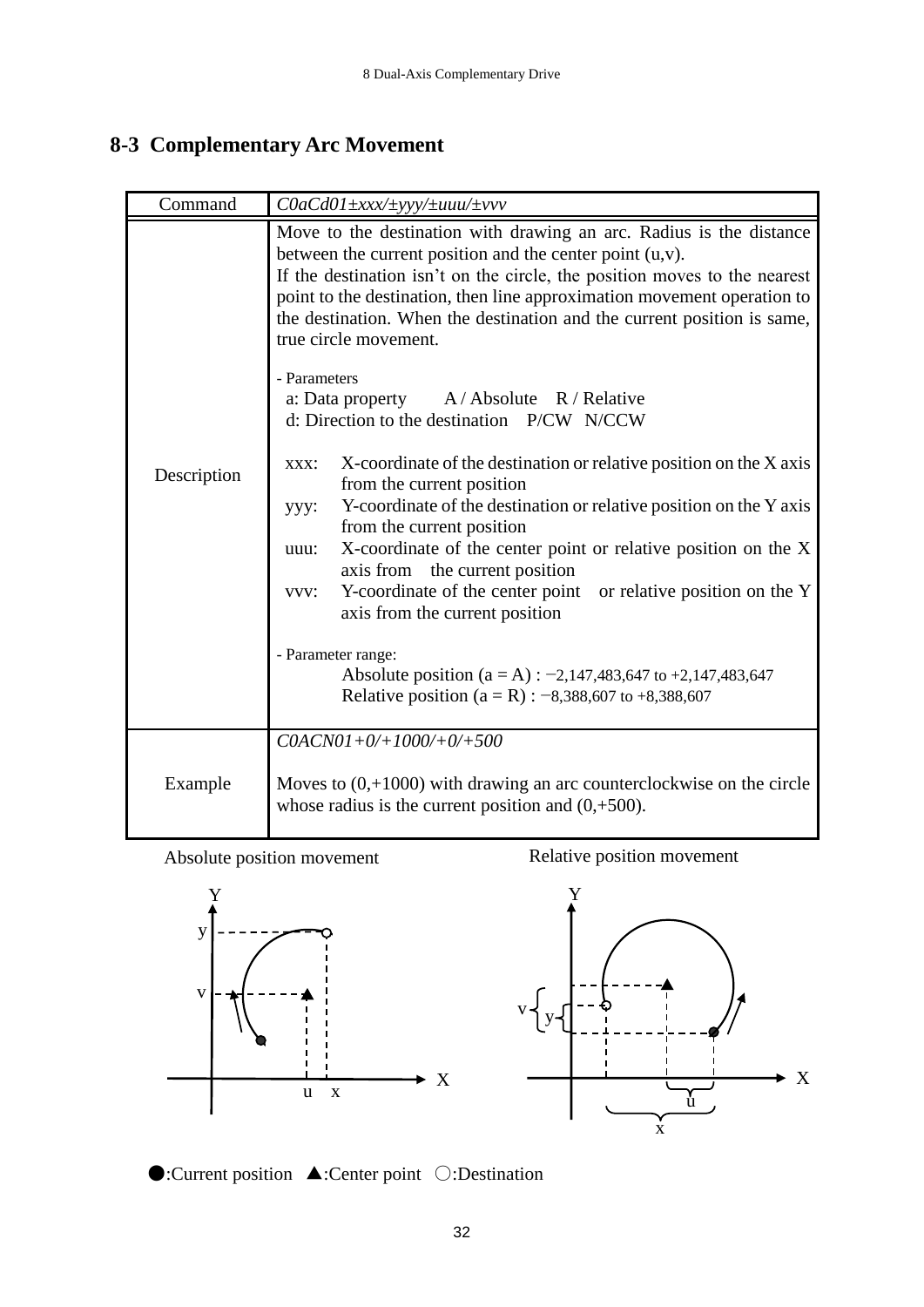## 8-3 Complementary Arc Movement

| Command | *C0aCd01±xxx/±yyy/±uuu/±vvv* |
|---|---|
| Description | Move to the destination with drawing an arc. Radius is the distance between the current position and the center point (u,v).<br>If the destination isn't on the circle, the position moves to the nearest point to the destination, then line approximation movement operation to the destination. When the destination and the current position is same, true circle movement.<br><br>- Parameters<br>a: Data property　A / Absolute　R / Relative<br>d: Direction to the destination　P/CW　N/CCW<br><br>xxx: X-coordinate of the destination or relative position on the X axis from the current position<br>yyy: Y-coordinate of the destination or relative position on the Y axis from the current position<br>uuu: X-coordinate of the center point or relative position on the X axis from the current position<br>vvv: Y-coordinate of the center point or relative position on the Y axis from the current position<br><br>- Parameter range:<br>Absolute position (a = A) : −2,147,483,647 to +2,147,483,647<br>Relative position (a = R) : −8,388,607 to +8,388,607 |
| Example | *C0ACN01+0/+1000/+0/+500*<br><br>Moves to (0,+1000) with drawing an arc counterclockwise on the circle whose radius is the current position and (0,+500). |

Absolute position movement　　　Relative position movement

●:Current position　▲:Center point　○:Destination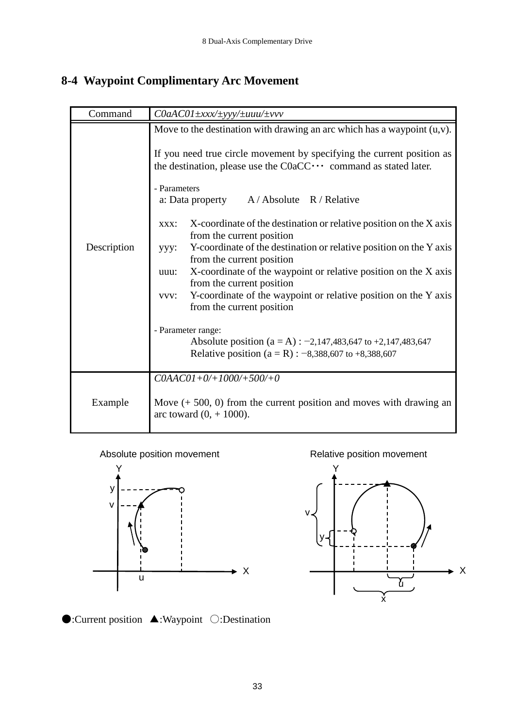## 8-4 Waypoint Complimentary Arc Movement

| Command | *C0aAC01±xxx/±yyy/±uuu/±vvv* |
|---|---|
| Description | Move to the destination with drawing an arc which has a waypoint (u,v).<br><br>If you need true circle movement by specifying the current position as the destination, please use the C0aCC･･･ command as stated later.<br><br>- Parameters<br>a: Data property　A / Absolute　R / Relative<br><br>xxx: X-coordinate of the destination or relative position on the X axis from the current position<br>yyy: Y-coordinate of the destination or relative position on the Y axis from the current position<br>uuu: X-coordinate of the waypoint or relative position on the X axis from the current position<br>vvv: Y-coordinate of the waypoint or relative position on the Y axis from the current position<br><br>- Parameter range:<br>Absolute position (a = A) : −2,147,483,647 to +2,147,483,647<br>Relative position (a = R) : −8,388,607 to +8,388,607 |
| Example | *C0AAC01+0/+1000/+500/+0*<br><br>Move (+ 500, 0) from the current position and moves with drawing an arc toward (0, + 1000). |

Absolute position movement　　Relative position movement

●:Current position　▲:Waypoint　○:Destination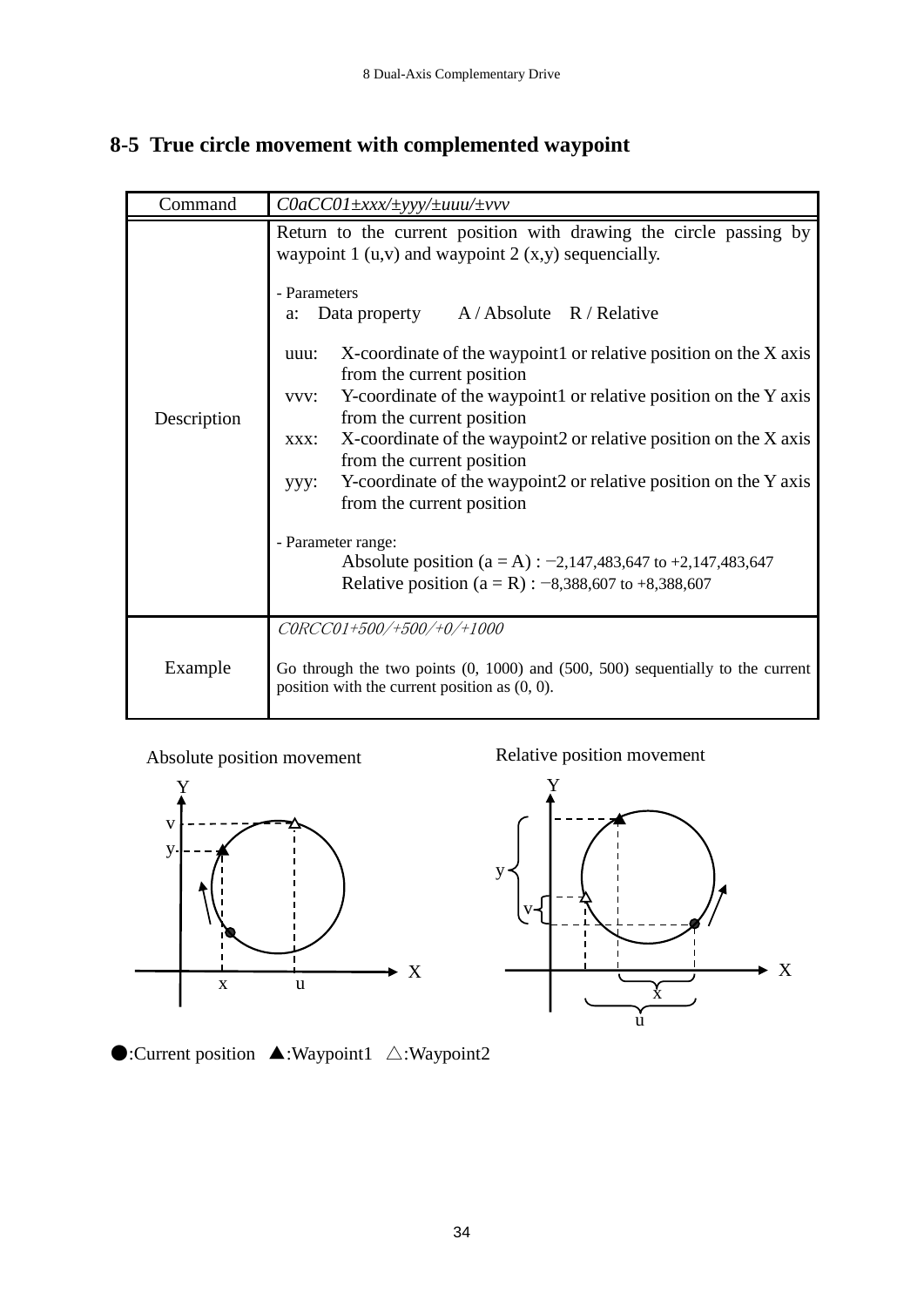## 8-5 True circle movement with complemented waypoint

| Command | *C0aCC01±xxx/±yyy/±uuu/±vvv* |
|---|---|
| Description | Return to the current position with drawing the circle passing by waypoint 1 (u,v) and waypoint 2 (x,y) sequencially.<br><br>- Parameters<br>a: Data property A / Absolute R / Relative<br><br>uuu: X-coordinate of the waypoint1 or relative position on the X axis from the current position<br>vvv: Y-coordinate of the waypoint1 or relative position on the Y axis from the current position<br>xxx: X-coordinate of the waypoint2 or relative position on the X axis from the current position<br>yyy: Y-coordinate of the waypoint2 or relative position on the Y axis from the current position<br><br>- Parameter range:<br>Absolute position (a = A) : −2,147,483,647 to +2,147,483,647<br>Relative position (a = R) : −8,388,607 to +8,388,607 |
| Example | *C0RCC01+500/+500/+0/+1000*<br><br>Go through the two points (0, 1000) and (500, 500) sequentially to the current position with the current position as (0, 0). |

Absolute position movement

Relative position movement

●:Current position ▲:Waypoint1 △:Waypoint2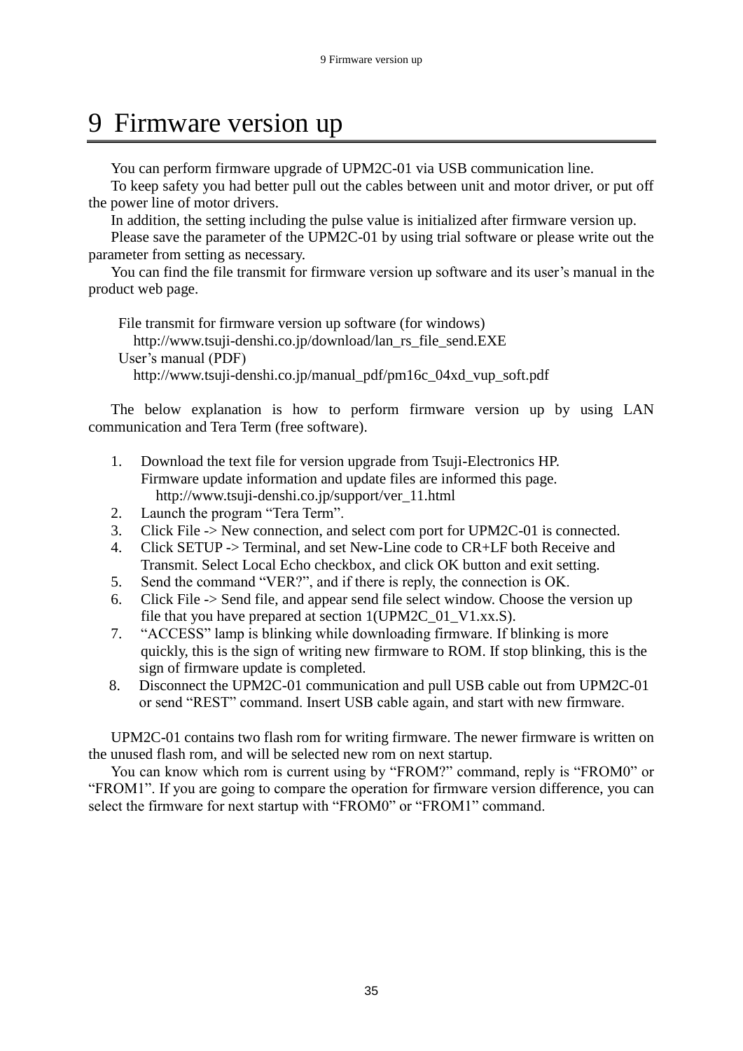# 9 Firmware version up

You can perform firmware upgrade of UPM2C-01 via USB communication line.

To keep safety you had better pull out the cables between unit and motor driver, or put off the power line of motor drivers.

In addition, the setting including the pulse value is initialized after firmware version up.

Please save the parameter of the UPM2C-01 by using trial software or please write out the parameter from setting as necessary.

You can find the file transmit for firmware version up software and its user's manual in the product web page.

File transmit for firmware version up software (for windows)
http://www.tsuji-denshi.co.jp/download/lan_rs_file_send.EXE
User's manual (PDF)
http://www.tsuji-denshi.co.jp/manual_pdf/pm16c_04xd_vup_soft.pdf

The below explanation is how to perform firmware version up by using LAN communication and Tera Term (free software).

1. Download the text file for version upgrade from Tsuji-Electronics HP.
   Firmware update information and update files are informed this page.
   http://www.tsuji-denshi.co.jp/support/ver_11.html
2. Launch the program "Tera Term".
3. Click File -> New connection, and select com port for UPM2C-01 is connected.
4. Click SETUP -> Terminal, and set New-Line code to CR+LF both Receive and Transmit. Select Local Echo checkbox, and click OK button and exit setting.
5. Send the command "VER?", and if there is reply, the connection is OK.
6. Click File -> Send file, and appear send file select window. Choose the version up file that you have prepared at section 1(UPM2C_01_V1.xx.S).
7. "ACCESS" lamp is blinking while downloading firmware. If blinking is more quickly, this is the sign of writing new firmware to ROM. If stop blinking, this is the sign of firmware update is completed.
8. Disconnect the UPM2C-01 communication and pull USB cable out from UPM2C-01 or send "REST" command. Insert USB cable again, and start with new firmware.

UPM2C-01 contains two flash rom for writing firmware. The newer firmware is written on the unused flash rom, and will be selected new rom on next startup.

You can know which rom is current using by "FROM?" command, reply is "FROM0" or "FROM1". If you are going to compare the operation for firmware version difference, you can select the firmware for next startup with "FROM0" or "FROM1" command.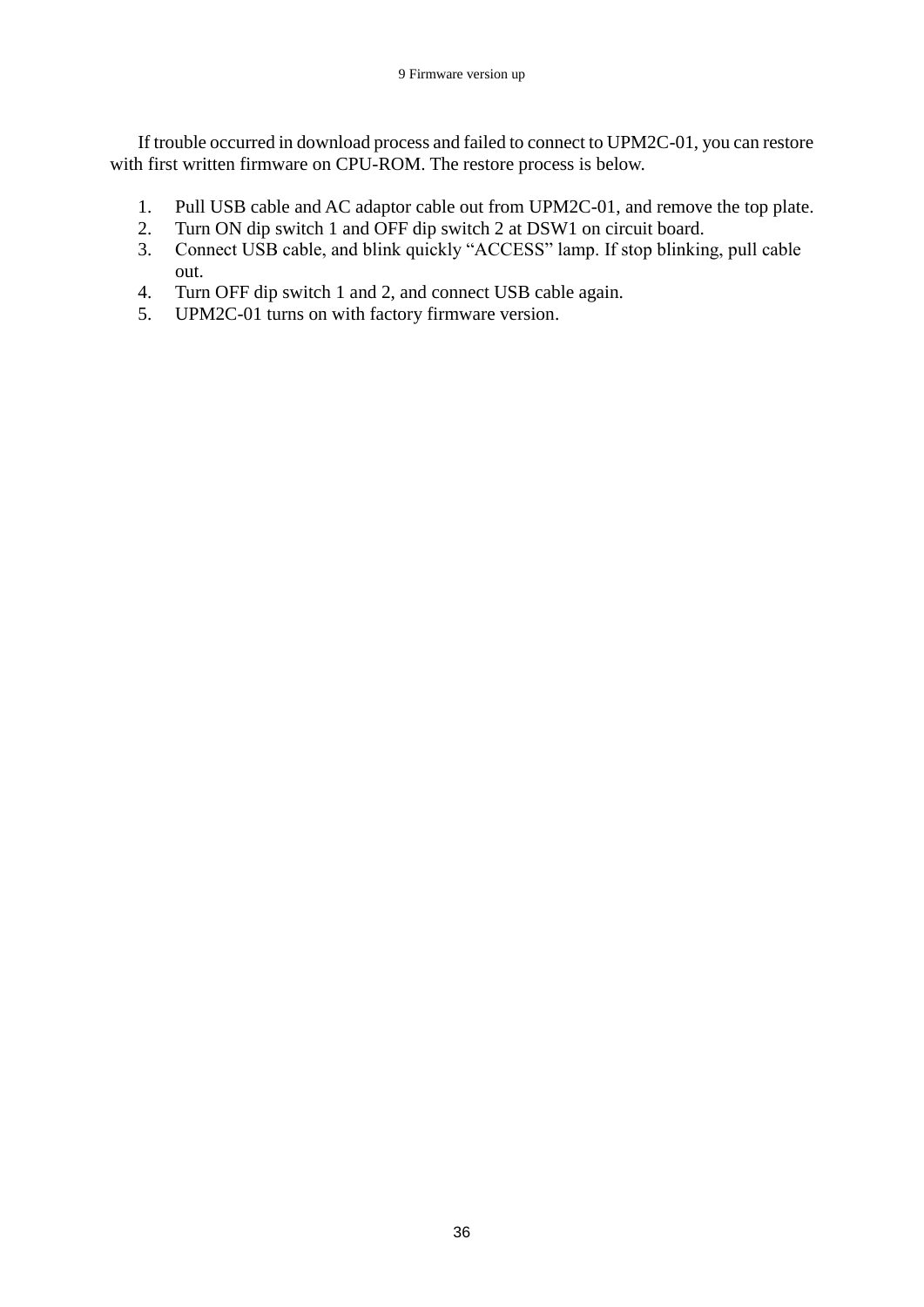If trouble occurred in download process and failed to connect to UPM2C-01, you can restore with first written firmware on CPU-ROM. The restore process is below.

1. Pull USB cable and AC adaptor cable out from UPM2C-01, and remove the top plate.
2. Turn ON dip switch 1 and OFF dip switch 2 at DSW1 on circuit board.
3. Connect USB cable, and blink quickly “ACCESS” lamp. If stop blinking, pull cable out.
4. Turn OFF dip switch 1 and 2, and connect USB cable again.
5. UPM2C-01 turns on with factory firmware version.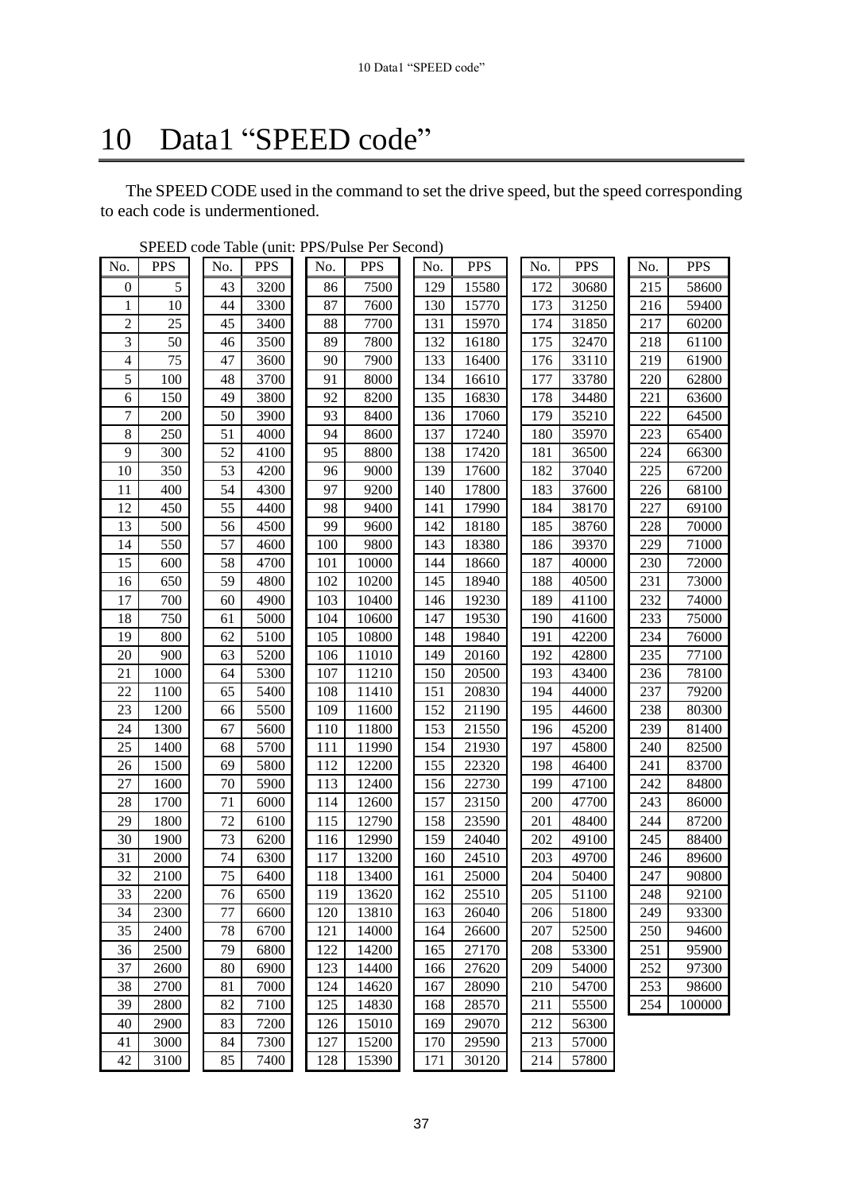# 10 Data1 “SPEED code”

The SPEED CODE used in the command to set the drive speed, but the speed corresponding to each code is undermentioned.

SPEED code Table (unit: PPS/Pulse Per Second)

| No. | PPS | No. | PPS | No. | PPS | No. | PPS | No. | PPS | No. | PPS |
|---|---|---|---|---|---|---|---|---|---|---|---|
| 0 | 5 | 43 | 3200 | 86 | 7500 | 129 | 15580 | 172 | 30680 | 215 | 58600 |
| 1 | 10 | 44 | 3300 | 87 | 7600 | 130 | 15770 | 173 | 31250 | 216 | 59400 |
| 2 | 25 | 45 | 3400 | 88 | 7700 | 131 | 15970 | 174 | 31850 | 217 | 60200 |
| 3 | 50 | 46 | 3500 | 89 | 7800 | 132 | 16180 | 175 | 32470 | 218 | 61100 |
| 4 | 75 | 47 | 3600 | 90 | 7900 | 133 | 16400 | 176 | 33110 | 219 | 61900 |
| 5 | 100 | 48 | 3700 | 91 | 8000 | 134 | 16610 | 177 | 33780 | 220 | 62800 |
| 6 | 150 | 49 | 3800 | 92 | 8200 | 135 | 16830 | 178 | 34480 | 221 | 63600 |
| 7 | 200 | 50 | 3900 | 93 | 8400 | 136 | 17060 | 179 | 35210 | 222 | 64500 |
| 8 | 250 | 51 | 4000 | 94 | 8600 | 137 | 17240 | 180 | 35970 | 223 | 65400 |
| 9 | 300 | 52 | 4100 | 95 | 8800 | 138 | 17420 | 181 | 36500 | 224 | 66300 |
| 10 | 350 | 53 | 4200 | 96 | 9000 | 139 | 17600 | 182 | 37040 | 225 | 67200 |
| 11 | 400 | 54 | 4300 | 97 | 9200 | 140 | 17800 | 183 | 37600 | 226 | 68100 |
| 12 | 450 | 55 | 4400 | 98 | 9400 | 141 | 17990 | 184 | 38170 | 227 | 69100 |
| 13 | 500 | 56 | 4500 | 99 | 9600 | 142 | 18180 | 185 | 38760 | 228 | 70000 |
| 14 | 550 | 57 | 4600 | 100 | 9800 | 143 | 18380 | 186 | 39370 | 229 | 71000 |
| 15 | 600 | 58 | 4700 | 101 | 10000 | 144 | 18660 | 187 | 40000 | 230 | 72000 |
| 16 | 650 | 59 | 4800 | 102 | 10200 | 145 | 18940 | 188 | 40500 | 231 | 73000 |
| 17 | 700 | 60 | 4900 | 103 | 10400 | 146 | 19230 | 189 | 41100 | 232 | 74000 |
| 18 | 750 | 61 | 5000 | 104 | 10600 | 147 | 19530 | 190 | 41600 | 233 | 75000 |
| 19 | 800 | 62 | 5100 | 105 | 10800 | 148 | 19840 | 191 | 42200 | 234 | 76000 |
| 20 | 900 | 63 | 5200 | 106 | 11010 | 149 | 20160 | 192 | 42800 | 235 | 77100 |
| 21 | 1000 | 64 | 5300 | 107 | 11210 | 150 | 20500 | 193 | 43400 | 236 | 78100 |
| 22 | 1100 | 65 | 5400 | 108 | 11410 | 151 | 20830 | 194 | 44000 | 237 | 79200 |
| 23 | 1200 | 66 | 5500 | 109 | 11600 | 152 | 21190 | 195 | 44600 | 238 | 80300 |
| 24 | 1300 | 67 | 5600 | 110 | 11800 | 153 | 21550 | 196 | 45200 | 239 | 81400 |
| 25 | 1400 | 68 | 5700 | 111 | 11990 | 154 | 21930 | 197 | 45800 | 240 | 82500 |
| 26 | 1500 | 69 | 5800 | 112 | 12200 | 155 | 22320 | 198 | 46400 | 241 | 83700 |
| 27 | 1600 | 70 | 5900 | 113 | 12400 | 156 | 22730 | 199 | 47100 | 242 | 84800 |
| 28 | 1700 | 71 | 6000 | 114 | 12600 | 157 | 23150 | 200 | 47700 | 243 | 86000 |
| 29 | 1800 | 72 | 6100 | 115 | 12790 | 158 | 23590 | 201 | 48400 | 244 | 87200 |
| 30 | 1900 | 73 | 6200 | 116 | 12990 | 159 | 24040 | 202 | 49100 | 245 | 88400 |
| 31 | 2000 | 74 | 6300 | 117 | 13200 | 160 | 24510 | 203 | 49700 | 246 | 89600 |
| 32 | 2100 | 75 | 6400 | 118 | 13400 | 161 | 25000 | 204 | 50400 | 247 | 90800 |
| 33 | 2200 | 76 | 6500 | 119 | 13620 | 162 | 25510 | 205 | 51100 | 248 | 92100 |
| 34 | 2300 | 77 | 6600 | 120 | 13810 | 163 | 26040 | 206 | 51800 | 249 | 93300 |
| 35 | 2400 | 78 | 6700 | 121 | 14000 | 164 | 26600 | 207 | 52500 | 250 | 94600 |
| 36 | 2500 | 79 | 6800 | 122 | 14200 | 165 | 27170 | 208 | 53300 | 251 | 95900 |
| 37 | 2600 | 80 | 6900 | 123 | 14400 | 166 | 27620 | 209 | 54000 | 252 | 97300 |
| 38 | 2700 | 81 | 7000 | 124 | 14620 | 167 | 28090 | 210 | 54700 | 253 | 98600 |
| 39 | 2800 | 82 | 7100 | 125 | 14830 | 168 | 28570 | 211 | 55500 | 254 | 100000 |
| 40 | 2900 | 83 | 7200 | 126 | 15010 | 169 | 29070 | 212 | 56300 | | |
| 41 | 3000 | 84 | 7300 | 127 | 15200 | 170 | 29590 | 213 | 57000 | | |
| 42 | 3100 | 85 | 7400 | 128 | 15390 | 171 | 30120 | 214 | 57800 | | |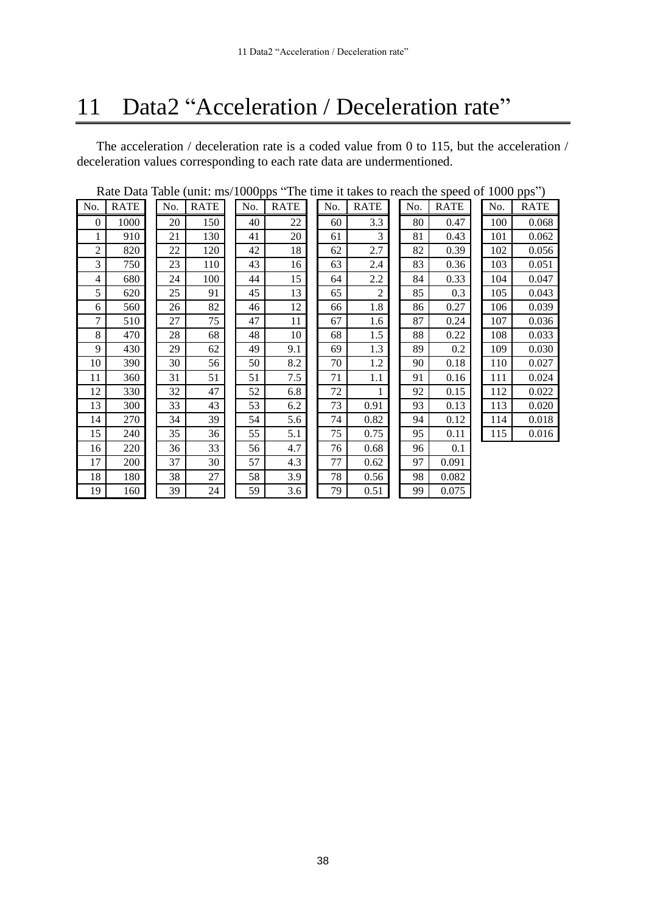# 11 Data2 “Acceleration / Deceleration rate”

The acceleration / deceleration rate is a coded value from 0 to 115, but the acceleration / deceleration values corresponding to each rate data are undermentioned.

Rate Data Table (unit: ms/1000pps “The time it takes to reach the speed of 1000 pps”)

| No. | RATE | No. | RATE | No. | RATE | No. | RATE | No. | RATE | No. | RATE |
|---|---|---|---|---|---|---|---|---|---|---|---|
| 0 | 1000 | 20 | 150 | 40 | 22 | 60 | 3.3 | 80 | 0.47 | 100 | 0.068 |
| 1 | 910 | 21 | 130 | 41 | 20 | 61 | 3 | 81 | 0.43 | 101 | 0.062 |
| 2 | 820 | 22 | 120 | 42 | 18 | 62 | 2.7 | 82 | 0.39 | 102 | 0.056 |
| 3 | 750 | 23 | 110 | 43 | 16 | 63 | 2.4 | 83 | 0.36 | 103 | 0.051 |
| 4 | 680 | 24 | 100 | 44 | 15 | 64 | 2.2 | 84 | 0.33 | 104 | 0.047 |
| 5 | 620 | 25 | 91 | 45 | 13 | 65 | 2 | 85 | 0.3 | 105 | 0.043 |
| 6 | 560 | 26 | 82 | 46 | 12 | 66 | 1.8 | 86 | 0.27 | 106 | 0.039 |
| 7 | 510 | 27 | 75 | 47 | 11 | 67 | 1.6 | 87 | 0.24 | 107 | 0.036 |
| 8 | 470 | 28 | 68 | 48 | 10 | 68 | 1.5 | 88 | 0.22 | 108 | 0.033 |
| 9 | 430 | 29 | 62 | 49 | 9.1 | 69 | 1.3 | 89 | 0.2 | 109 | 0.030 |
| 10 | 390 | 30 | 56 | 50 | 8.2 | 70 | 1.2 | 90 | 0.18 | 110 | 0.027 |
| 11 | 360 | 31 | 51 | 51 | 7.5 | 71 | 1.1 | 91 | 0.16 | 111 | 0.024 |
| 12 | 330 | 32 | 47 | 52 | 6.8 | 72 | 1 | 92 | 0.15 | 112 | 0.022 |
| 13 | 300 | 33 | 43 | 53 | 6.2 | 73 | 0.91 | 93 | 0.13 | 113 | 0.020 |
| 14 | 270 | 34 | 39 | 54 | 5.6 | 74 | 0.82 | 94 | 0.12 | 114 | 0.018 |
| 15 | 240 | 35 | 36 | 55 | 5.1 | 75 | 0.75 | 95 | 0.11 | 115 | 0.016 |
| 16 | 220 | 36 | 33 | 56 | 4.7 | 76 | 0.68 | 96 | 0.1 | | |
| 17 | 200 | 37 | 30 | 57 | 4.3 | 77 | 0.62 | 97 | 0.091 | | |
| 18 | 180 | 38 | 27 | 58 | 3.9 | 78 | 0.56 | 98 | 0.082 | | |
| 19 | 160 | 39 | 24 | 59 | 3.6 | 79 | 0.51 | 99 | 0.075 | | |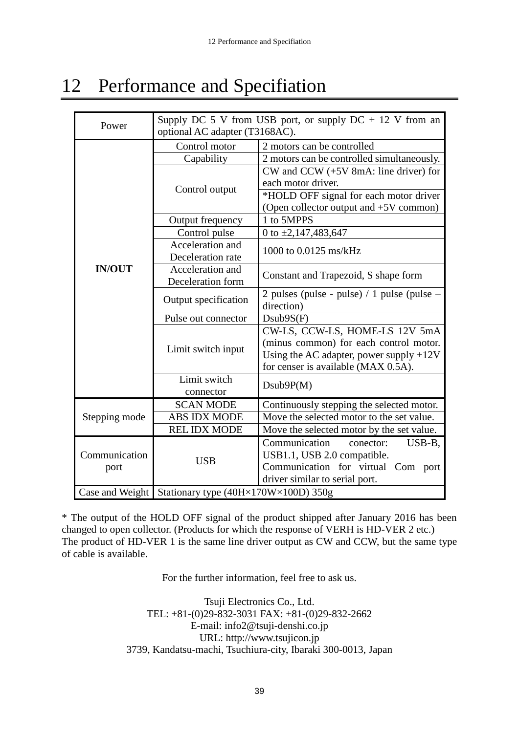# 12 Performance and Specifiation

| | | |
|---|---|---|
| Power | Supply DC 5 V from USB port, or supply DC + 12 V from an optional AC adapter (T3168AC). | |
| IN/OUT | Control motor | 2 motors can be controlled |
| | Capability | 2 motors can be controlled simultaneously. |
| | Control output | CW and CCW (+5V 8mA: line driver) for each motor driver. |
| | | *HOLD OFF signal for each motor driver (Open collector output and +5V common) |
| | Output frequency | 1 to 5MPPS |
| | Control pulse | 0 to ±2,147,483,647 |
| | Acceleration and Deceleration rate | 1000 to 0.0125 ms/kHz |
| | Acceleration and Deceleration form | Constant and Trapezoid, S shape form |
| | Output specification | 2 pulses (pulse - pulse) / 1 pulse (pulse – direction) |
| | Pulse out connector | Dsub9S(F) |
| | Limit switch input | CW-LS, CCW-LS, HOME-LS 12V 5mA (minus common) for each control motor. Using the AC adapter, power supply +12V for censer is available (MAX 0.5A). |
| | Limit switch connector | Dsub9P(M) |
| Stepping mode | SCAN MODE | Continuously stepping the selected motor. |
| | ABS IDX MODE | Move the selected motor to the set value. |
| | REL IDX MODE | Move the selected motor by the set value. |
| Communication port | USB | Communication conector: USB-B, USB1.1, USB 2.0 compatible. Communication for virtual Com port driver similar to serial port. |
| Case and Weight | Stationary type (40H×170W×100D) 350g | |

* The output of the HOLD OFF signal of the product shipped after January 2016 has been changed to open collector. (Products for which the response of VERH is HD-VER 2 etc.)
The product of HD-VER 1 is the same line driver output as CW and CCW, but the same type of cable is available.

For the further information, feel free to ask us.

Tsuji Electronics Co., Ltd.
TEL: +81-(0)29-832-3031 FAX: +81-(0)29-832-2662
E-mail: info2@tsuji-denshi.co.jp
URL: http://www.tsujicon.jp
3739, Kandatsu-machi, Tsuchiura-city, Ibaraki 300-0013, Japan